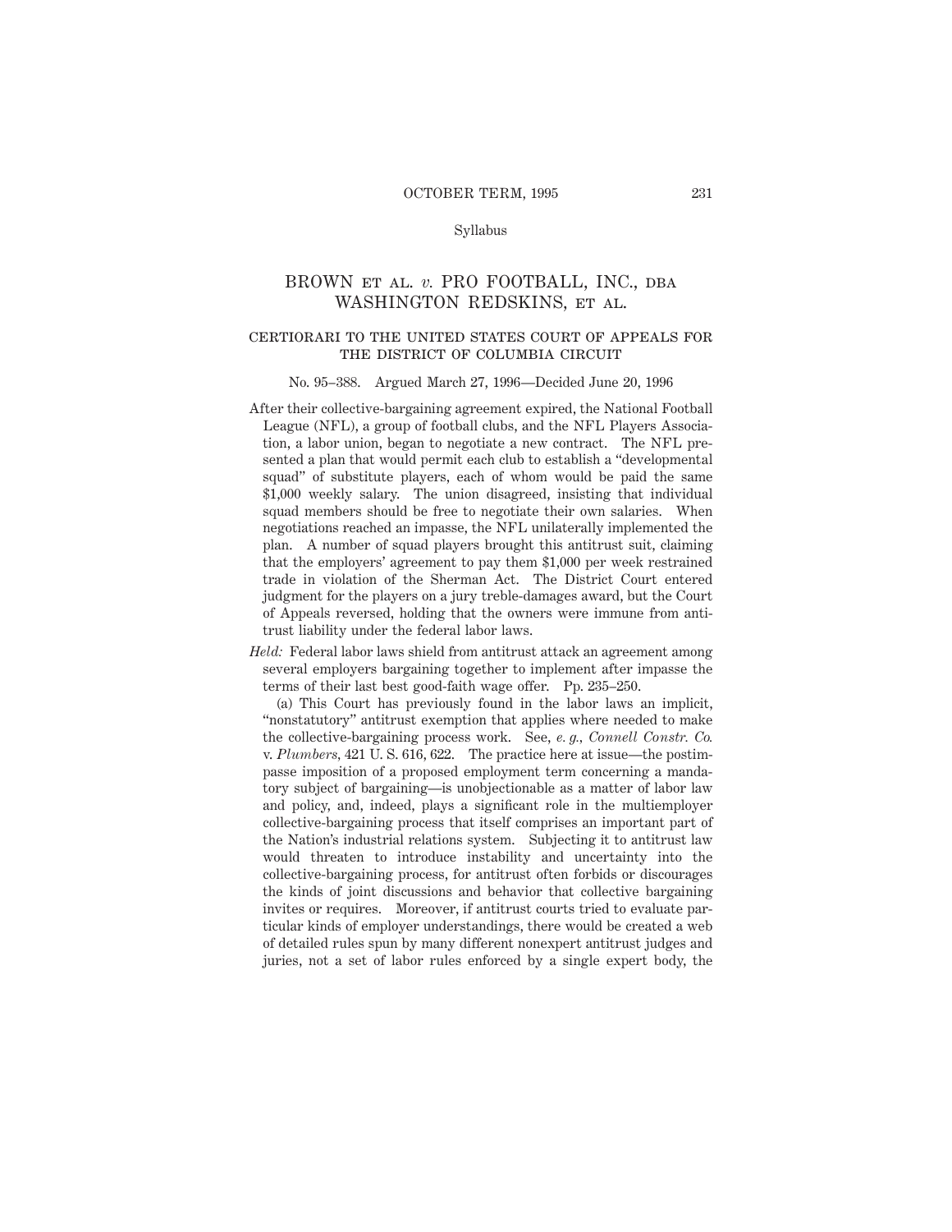Syllabus

# BROWN ET AL. *v.* PRO FOOTBALL, INC., DBA WASHINGTON REDSKINS, ET AL.

## CERTIORARI TO THE UNITED STATES COURT OF APPEALS FOR THE DISTRICT OF COLUMBIA CIRCUIT

No. 95–388. Argued March 27, 1996—Decided June 20, 1996

After their collective-bargaining agreement expired, the National Football League (NFL), a group of football clubs, and the NFL Players Association, a labor union, began to negotiate a new contract. The NFL presented a plan that would permit each club to establish a "developmental squad" of substitute players, each of whom would be paid the same $1,000 weekly salary. The union disagreed, insisting that individual squad members should be free to negotiate their own salaries. When negotiations reached an impasse, the NFL unilaterally implemented the plan. A number of squad players brought this antitrust suit, claiming that the employers' agreement to pay them $1,000 per week restrained trade in violation of the Sherman Act. The District Court entered judgment for the players on a jury treble-damages award, but the Court of Appeals reversed, holding that the owners were immune from antitrust liability under the federal labor laws.

*Held:* Federal labor laws shield from antitrust attack an agreement among several employers bargaining together to implement after impasse the terms of their last best good-faith wage offer. Pp. 235–250.

(a) This Court has previously found in the labor laws an implicit, "nonstatutory" antitrust exemption that applies where needed to make the collective-bargaining process work. See, *e. g., Connell Constr. Co.* v. *Plumbers*, 421 U. S. 616, 622. The practice here at issue—the postimpasse imposition of a proposed employment term concerning a mandatory subject of bargaining—is unobjectionable as a matter of labor law and policy, and, indeed, plays a significant role in the multiemployer collective-bargaining process that itself comprises an important part of the Nation's industrial relations system. Subjecting it to antitrust law would threaten to introduce instability and uncertainty into the collective-bargaining process, for antitrust often forbids or discourages the kinds of joint discussions and behavior that collective bargaining invites or requires. Moreover, if antitrust courts tried to evaluate particular kinds of employer understandings, there would be created a web of detailed rules spun by many different nonexpert antitrust judges and juries, not a set of labor rules enforced by a single expert body, the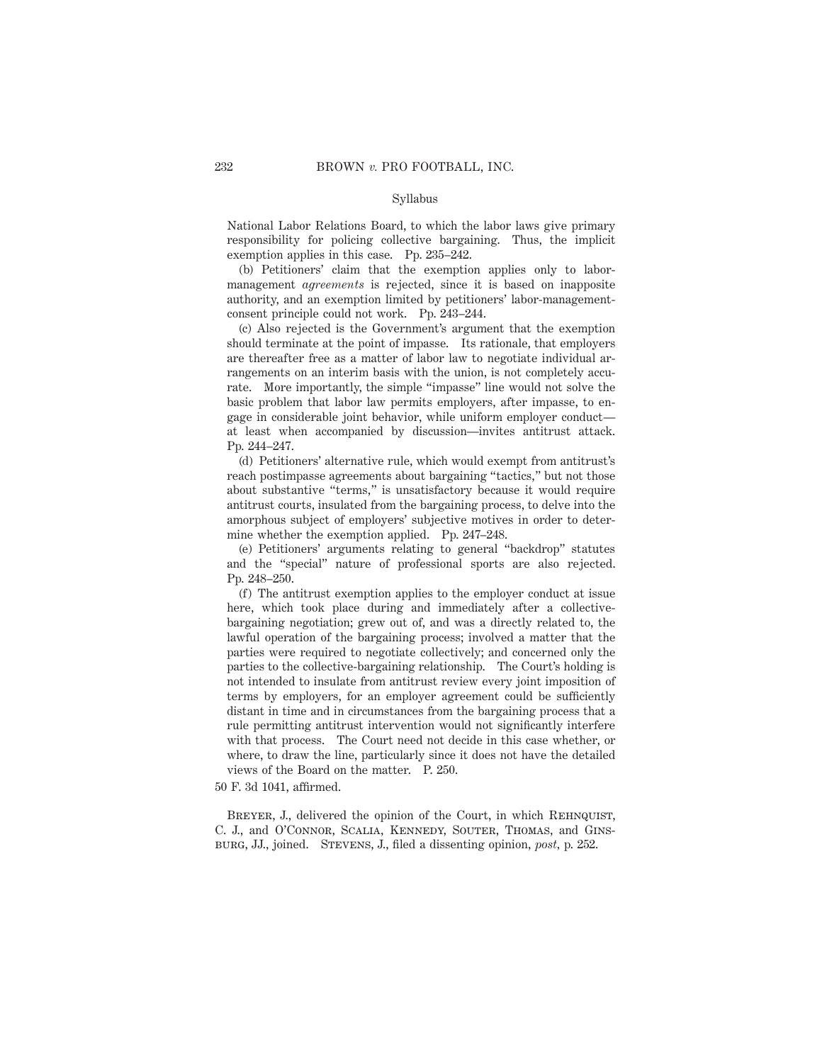Syllabus

National Labor Relations Board, to which the labor laws give primary responsibility for policing collective bargaining. Thus, the implicit exemption applies in this case. Pp. 235–242.

(b) Petitioners' claim that the exemption applies only to labor-management *agreements* is rejected, since it is based on inapposite authority, and an exemption limited by petitioners' labor-management-consent principle could not work. Pp. 243–244.

(c) Also rejected is the Government's argument that the exemption should terminate at the point of impasse. Its rationale, that employers are thereafter free as a matter of labor law to negotiate individual arrangements on an interim basis with the union, is not completely accurate. More importantly, the simple "impasse" line would not solve the basic problem that labor law permits employers, after impasse, to engage in considerable joint behavior, while uniform employer conduct—at least when accompanied by discussion—invites antitrust attack. Pp. 244–247.

(d) Petitioners' alternative rule, which would exempt from antitrust's reach postimpasse agreements about bargaining "tactics," but not those about substantive "terms," is unsatisfactory because it would require antitrust courts, insulated from the bargaining process, to delve into the amorphous subject of employers' subjective motives in order to determine whether the exemption applied. Pp. 247–248.

(e) Petitioners' arguments relating to general "backdrop" statutes and the "special" nature of professional sports are also rejected. Pp. 248–250.

(f) The antitrust exemption applies to the employer conduct at issue here, which took place during and immediately after a collective-bargaining negotiation; grew out of, and was a directly related to, the lawful operation of the bargaining process; involved a matter that the parties were required to negotiate collectively; and concerned only the parties to the collective-bargaining relationship. The Court's holding is not intended to insulate from antitrust review every joint imposition of terms by employers, for an employer agreement could be sufficiently distant in time and in circumstances from the bargaining process that a rule permitting antitrust intervention would not significantly interfere with that process. The Court need not decide in this case whether, or where, to draw the line, particularly since it does not have the detailed views of the Board on the matter. P. 250.

50 F. 3d 1041, affirmed.

Breyer, J., delivered the opinion of the Court, in which Rehnquist, C. J., and O'Connor, Scalia, Kennedy, Souter, Thomas, and Ginsburg, JJ., joined. Stevens, J., filed a dissenting opinion, *post*, p. 252.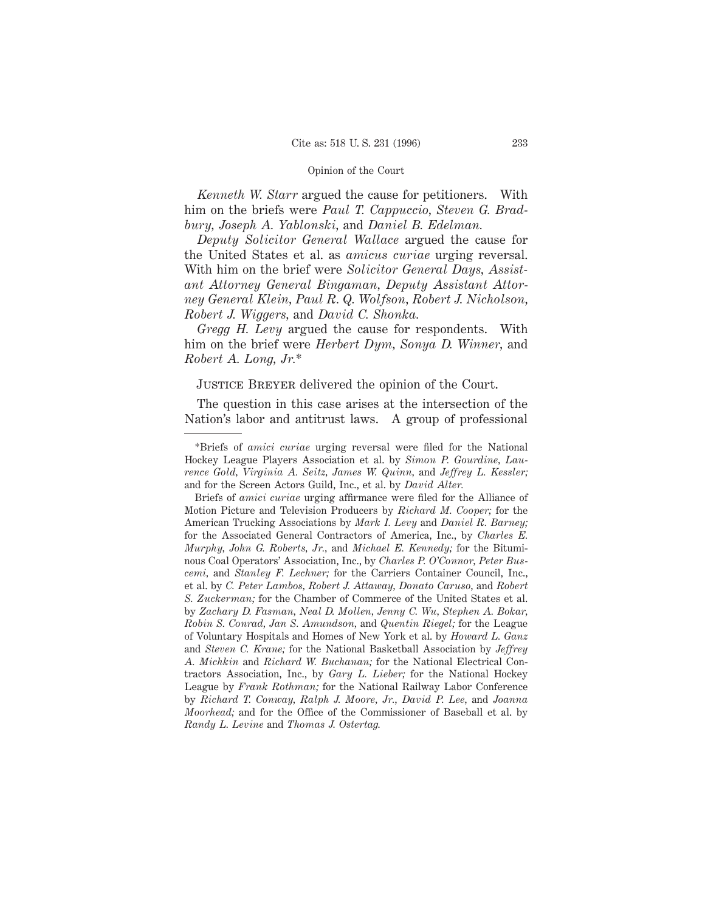*Kenneth W. Starr* argued the cause for petitioners. With him on the briefs were *Paul T. Cappuccio*, *Steven G. Bradbury*, *Joseph A. Yablonski*, and *Daniel B. Edelman.*

*Deputy Solicitor General Wallace* argued the cause for the United States et al. as *amicus curiae* urging reversal. With him on the brief were *Solicitor General Days*, *Assistant Attorney General Bingaman*, *Deputy Assistant Attorney General Klein*, *Paul R. Q. Wolfson*, *Robert J. Nicholson*, *Robert J. Wiggers*, and *David C. Shonka.*

*Gregg H. Levy* argued the cause for respondents. With him on the brief were *Herbert Dym*, *Sonya D. Winner*, and *Robert A. Long, Jr.**

Justice Breyer delivered the opinion of the Court.

The question in this case arises at the intersection of the Nation's labor and antitrust laws. A group of professional

---

*Briefs of *amici curiae* urging reversal were filed for the National Hockey League Players Association et al. by *Simon P. Gourdine*, *Laurence Gold*, *Virginia A. Seitz*, *James W. Quinn*, and *Jeffrey L. Kessler;* and for the Screen Actors Guild, Inc., et al. by *David Alter.*

Briefs of *amici curiae* urging affirmance were filed for the Alliance of Motion Picture and Television Producers by *Richard M. Cooper;* for the American Trucking Associations by *Mark I. Levy* and *Daniel R. Barney;* for the Associated General Contractors of America, Inc., by *Charles E. Murphy*, *John G. Roberts, Jr.*, and *Michael E. Kennedy;* for the Bituminous Coal Operators' Association, Inc., by *Charles P. O'Connor*, *Peter Buscemi*, and *Stanley F. Lechner;* for the Carriers Container Council, Inc., et al. by *C. Peter Lambos*, *Robert J. Attaway*, *Donato Caruso*, and *Robert S. Zuckerman;* for the Chamber of Commerce of the United States et al. by *Zachary D. Fasman*, *Neal D. Mollen*, *Jenny C. Wu*, *Stephen A. Bokar*, *Robin S. Conrad*, *Jan S. Amundson*, and *Quentin Riegel;* for the League of Voluntary Hospitals and Homes of New York et al. by *Howard L. Ganz* and *Steven C. Krane;* for the National Basketball Association by *Jeffrey A. Mishkin* and *Richard W. Buchanan;* for the National Electrical Contractors Association, Inc., by *Gary L. Lieber;* for the National Hockey League by *Frank Rothman;* for the National Railway Labor Conference by *Richard T. Conway*, *Ralph J. Moore, Jr.*, *David P. Lee*, and *Joanna Moorhead;* and for the Office of the Commissioner of Baseball et al. by *Randy L. Levine* and *Thomas J. Ostertag.*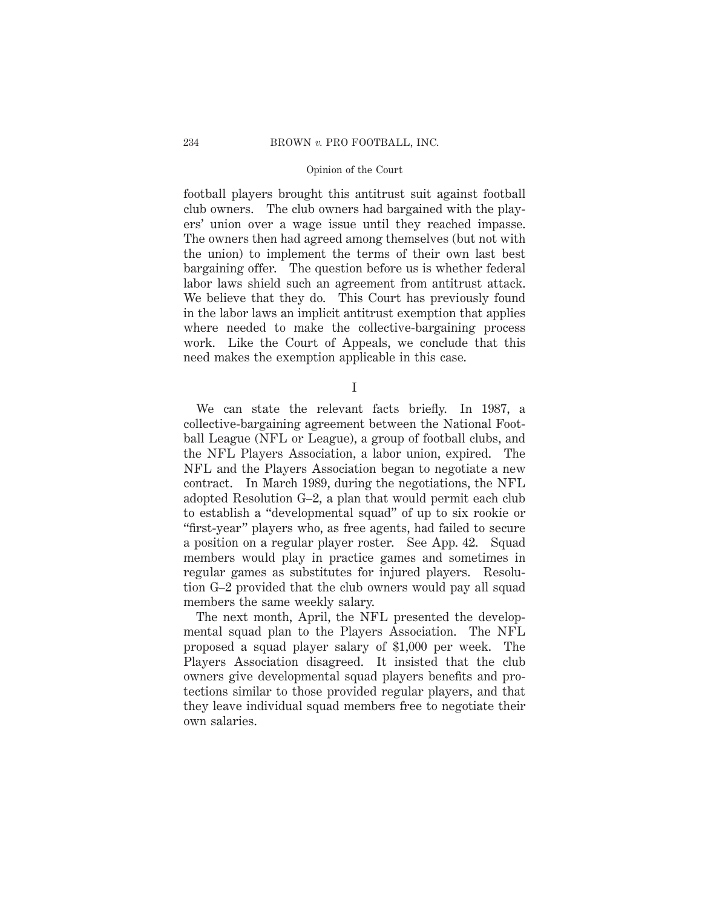football players brought this antitrust suit against football club owners. The club owners had bargained with the players' union over a wage issue until they reached impasse. The owners then had agreed among themselves (but not with the union) to implement the terms of their own last best bargaining offer. The question before us is whether federal labor laws shield such an agreement from antitrust attack. We believe that they do. This Court has previously found in the labor laws an implicit antitrust exemption that applies where needed to make the collective-bargaining process work. Like the Court of Appeals, we conclude that this need makes the exemption applicable in this case.

## I

We can state the relevant facts briefly. In 1987, a collective-bargaining agreement between the National Football League (NFL or League), a group of football clubs, and the NFL Players Association, a labor union, expired. The NFL and the Players Association began to negotiate a new contract. In March 1989, during the negotiations, the NFL adopted Resolution G–2, a plan that would permit each club to establish a "developmental squad" of up to six rookie or "first-year" players who, as free agents, had failed to secure a position on a regular player roster. See App. 42. Squad members would play in practice games and sometimes in regular games as substitutes for injured players. Resolution G–2 provided that the club owners would pay all squad members the same weekly salary.

The next month, April, the NFL presented the developmental squad plan to the Players Association. The NFL proposed a squad player salary of $1,000 per week. The Players Association disagreed. It insisted that the club owners give developmental squad players benefits and protections similar to those provided regular players, and that they leave individual squad members free to negotiate their own salaries.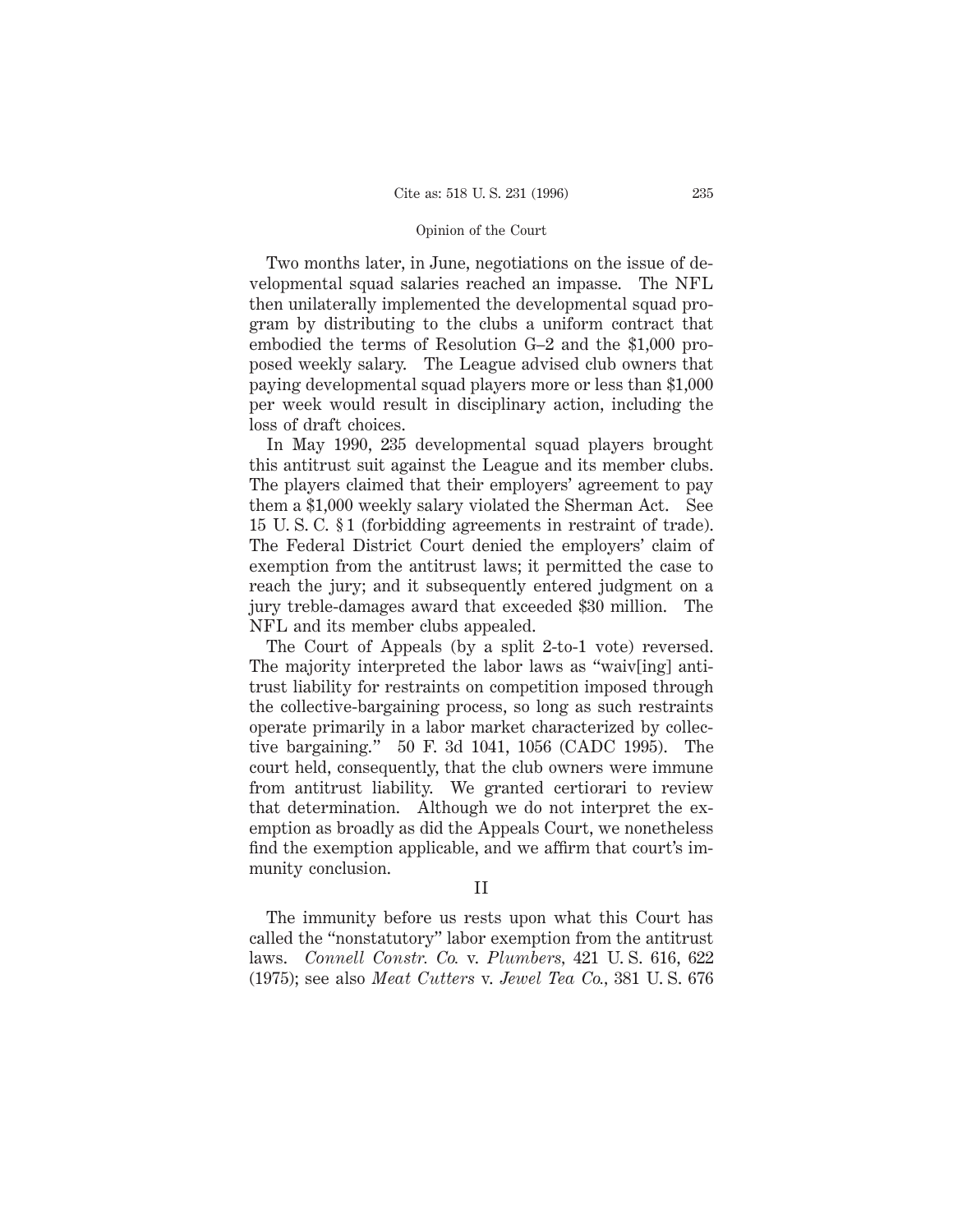Two months later, in June, negotiations on the issue of developmental squad salaries reached an impasse. The NFL then unilaterally implemented the developmental squad program by distributing to the clubs a uniform contract that embodied the terms of Resolution G–2 and the $1,000 proposed weekly salary. The League advised club owners that paying developmental squad players more or less than $1,000 per week would result in disciplinary action, including the loss of draft choices.

In May 1990, 235 developmental squad players brought this antitrust suit against the League and its member clubs. The players claimed that their employers' agreement to pay them a $1,000 weekly salary violated the Sherman Act. See 15 U. S. C. § 1 (forbidding agreements in restraint of trade). The Federal District Court denied the employers' claim of exemption from the antitrust laws; it permitted the case to reach the jury; and it subsequently entered judgment on a jury treble-damages award that exceeded $30 million. The NFL and its member clubs appealed.

The Court of Appeals (by a split 2-to-1 vote) reversed. The majority interpreted the labor laws as "waiv[ing] antitrust liability for restraints on competition imposed through the collective-bargaining process, so long as such restraints operate primarily in a labor market characterized by collective bargaining." 50 F. 3d 1041, 1056 (CADC 1995). The court held, consequently, that the club owners were immune from antitrust liability. We granted certiorari to review that determination. Although we do not interpret the exemption as broadly as did the Appeals Court, we nonetheless find the exemption applicable, and we affirm that court's immunity conclusion.

## II

The immunity before us rests upon what this Court has called the "nonstatutory" labor exemption from the antitrust laws. *Connell Constr. Co.* v. *Plumbers,* 421 U. S. 616, 622 (1975); see also *Meat Cutters* v. *Jewel Tea Co.,* 381 U. S. 676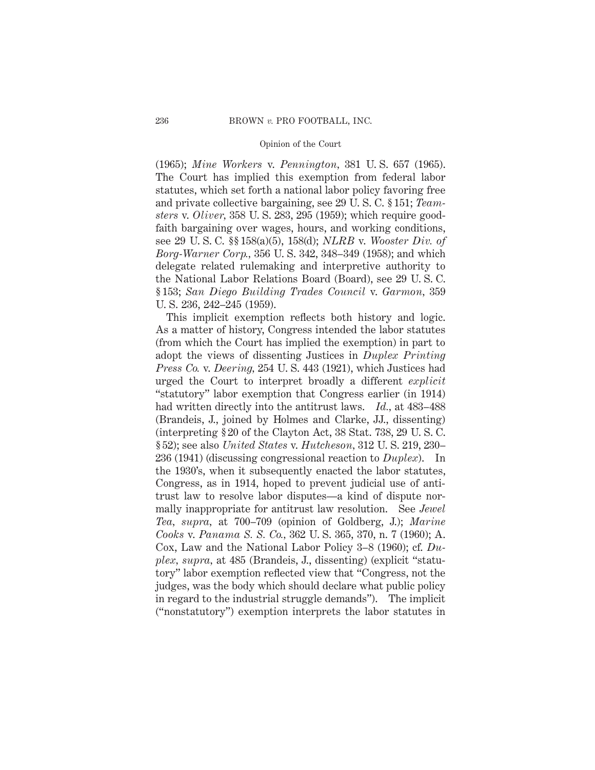(1965); *Mine Workers* v. *Pennington*, 381 U. S. 657 (1965). The Court has implied this exemption from federal labor statutes, which set forth a national labor policy favoring free and private collective bargaining, see 29 U. S. C. § 151; *Teamsters* v. *Oliver*, 358 U. S. 283, 295 (1959); which require good-faith bargaining over wages, hours, and working conditions, see 29 U. S. C. §§ 158(a)(5), 158(d); *NLRB* v. *Wooster Div. of Borg-Warner Corp.*, 356 U. S. 342, 348–349 (1958); and which delegate related rulemaking and interpretive authority to the National Labor Relations Board (Board), see 29 U. S. C. § 153; *San Diego Building Trades Council* v. *Garmon*, 359 U. S. 236, 242–245 (1959).

This implicit exemption reflects both history and logic. As a matter of history, Congress intended the labor statutes (from which the Court has implied the exemption) in part to adopt the views of dissenting Justices in *Duplex Printing Press Co.* v. *Deering*, 254 U. S. 443 (1921), which Justices had urged the Court to interpret broadly a different *explicit* "statutory" labor exemption that Congress earlier (in 1914) had written directly into the antitrust laws. *Id.*, at 483–488 (Brandeis, J., joined by Holmes and Clarke, JJ., dissenting) (interpreting § 20 of the Clayton Act, 38 Stat. 738, 29 U. S. C. § 52); see also *United States* v. *Hutcheson*, 312 U. S. 219, 230–236 (1941) (discussing congressional reaction to *Duplex*). In the 1930's, when it subsequently enacted the labor statutes, Congress, as in 1914, hoped to prevent judicial use of antitrust law to resolve labor disputes—a kind of dispute normally inappropriate for antitrust law resolution. See *Jewel Tea*, *supra*, at 700–709 (opinion of Goldberg, J.); *Marine Cooks* v. *Panama S. S. Co.*, 362 U. S. 365, 370, n. 7 (1960); A. Cox, Law and the National Labor Policy 3–8 (1960); cf. *Duplex*, *supra*, at 485 (Brandeis, J., dissenting) (explicit "statutory" labor exemption reflected view that "Congress, not the judges, was the body which should declare what public policy in regard to the industrial struggle demands"). The implicit ("nonstatutory") exemption interprets the labor statutes in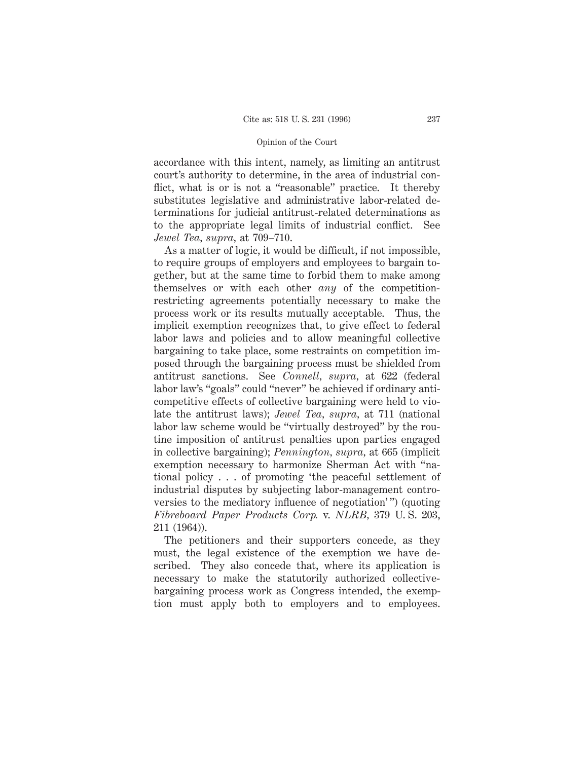accordance with this intent, namely, as limiting an antitrust court's authority to determine, in the area of industrial conflict, what is or is not a "reasonable" practice. It thereby substitutes legislative and administrative labor-related determinations for judicial antitrust-related determinations as to the appropriate legal limits of industrial conflict. See *Jewel Tea, supra,* at 709–710.

As a matter of logic, it would be difficult, if not impossible, to require groups of employers and employees to bargain together, but at the same time to forbid them to make among themselves or with each other *any* of the competition-restricting agreements potentially necessary to make the process work or its results mutually acceptable. Thus, the implicit exemption recognizes that, to give effect to federal labor laws and policies and to allow meaningful collective bargaining to take place, some restraints on competition imposed through the bargaining process must be shielded from antitrust sanctions. See *Connell, supra,* at 622 (federal labor law's "goals" could "never" be achieved if ordinary anticompetitive effects of collective bargaining were held to violate the antitrust laws); *Jewel Tea, supra,* at 711 (national labor law scheme would be "virtually destroyed" by the routine imposition of antitrust penalties upon parties engaged in collective bargaining); *Pennington, supra,* at 665 (implicit exemption necessary to harmonize Sherman Act with "national policy . . . of promoting 'the peaceful settlement of industrial disputes by subjecting labor-management controversies to the mediatory influence of negotiation'") (quoting *Fibreboard Paper Products Corp.* v. *NLRB,* 379 U. S. 203, 211 (1964)).

The petitioners and their supporters concede, as they must, the legal existence of the exemption we have described. They also concede that, where its application is necessary to make the statutorily authorized collective-bargaining process work as Congress intended, the exemption must apply both to employers and to employees.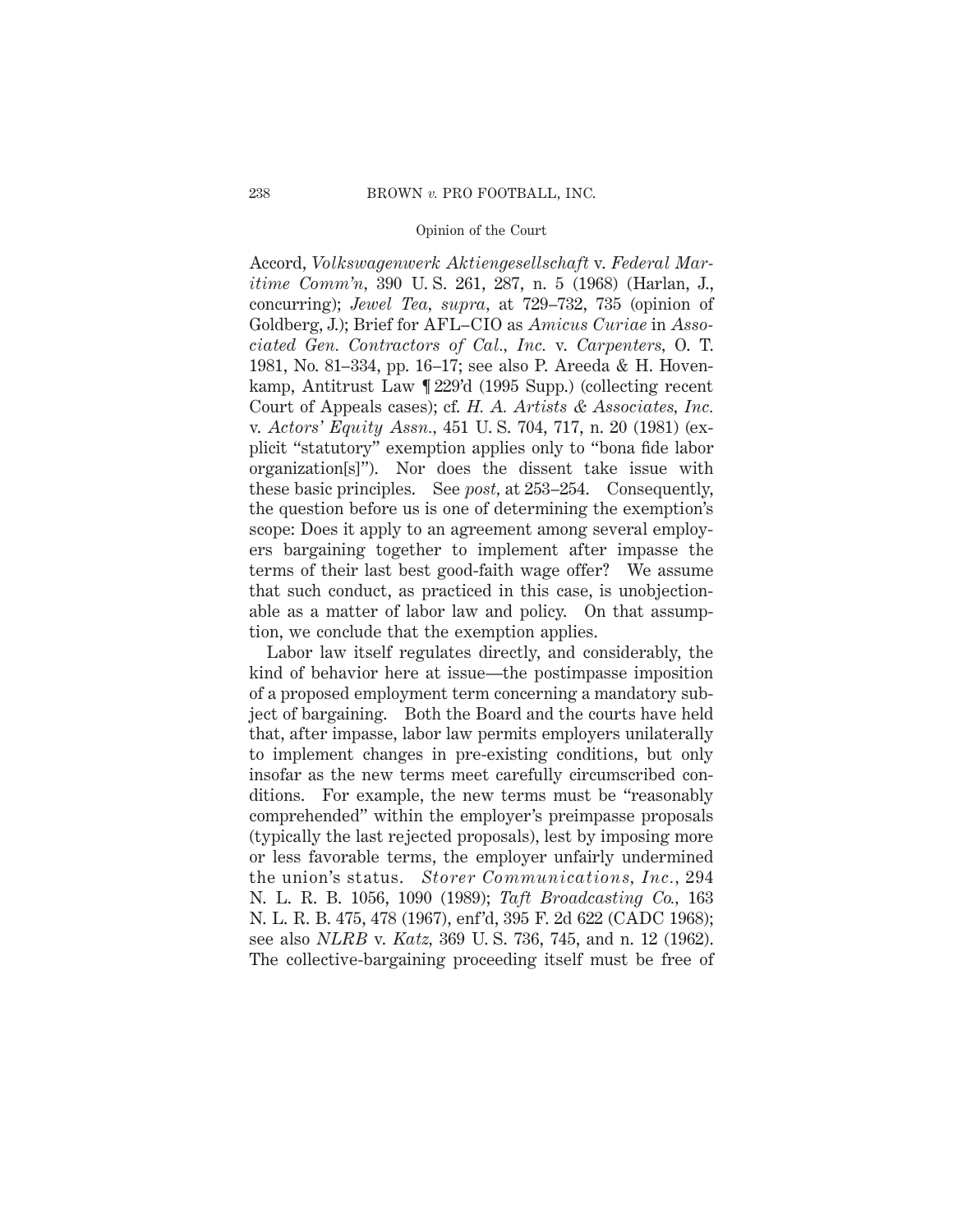Accord, *Volkswagenwerk Aktiengesellschaft* v. *Federal Maritime Comm'n*, 390 U. S. 261, 287, n. 5 (1968) (Harlan, J., concurring); *Jewel Tea*, *supra*, at 729–732, 735 (opinion of Goldberg, J.); Brief for AFL–CIO as *Amicus Curiae* in *Associated Gen. Contractors of Cal., Inc.* v. *Carpenters*, O. T. 1981, No. 81–334, pp. 16–17; see also P. Areeda & H. Hovenkamp, Antitrust Law ¶ 229'd (1995 Supp.) (collecting recent Court of Appeals cases); cf. *H. A. Artists & Associates, Inc.* v. *Actors' Equity Assn.*, 451 U. S. 704, 717, n. 20 (1981) (explicit "statutory" exemption applies only to "bona fide labor organization[s]"). Nor does the dissent take issue with these basic principles. See *post*, at 253–254. Consequently, the question before us is one of determining the exemption's scope: Does it apply to an agreement among several employers bargaining together to implement after impasse the terms of their last best good-faith wage offer? We assume that such conduct, as practiced in this case, is unobjectionable as a matter of labor law and policy. On that assumption, we conclude that the exemption applies.

Labor law itself regulates directly, and considerably, the kind of behavior here at issue—the postimpasse imposition of a proposed employment term concerning a mandatory subject of bargaining. Both the Board and the courts have held that, after impasse, labor law permits employers unilaterally to implement changes in pre-existing conditions, but only insofar as the new terms meet carefully circumscribed conditions. For example, the new terms must be "reasonably comprehended" within the employer's preimpasse proposals (typically the last rejected proposals), lest by imposing more or less favorable terms, the employer unfairly undermined the union's status. *Storer Communications, Inc.*, 294 N. L. R. B. 1056, 1090 (1989); *Taft Broadcasting Co.*, 163 N. L. R. B. 475, 478 (1967), enf'd, 395 F. 2d 622 (CADC 1968); see also *NLRB* v. *Katz*, 369 U. S. 736, 745, and n. 12 (1962). The collective-bargaining proceeding itself must be free of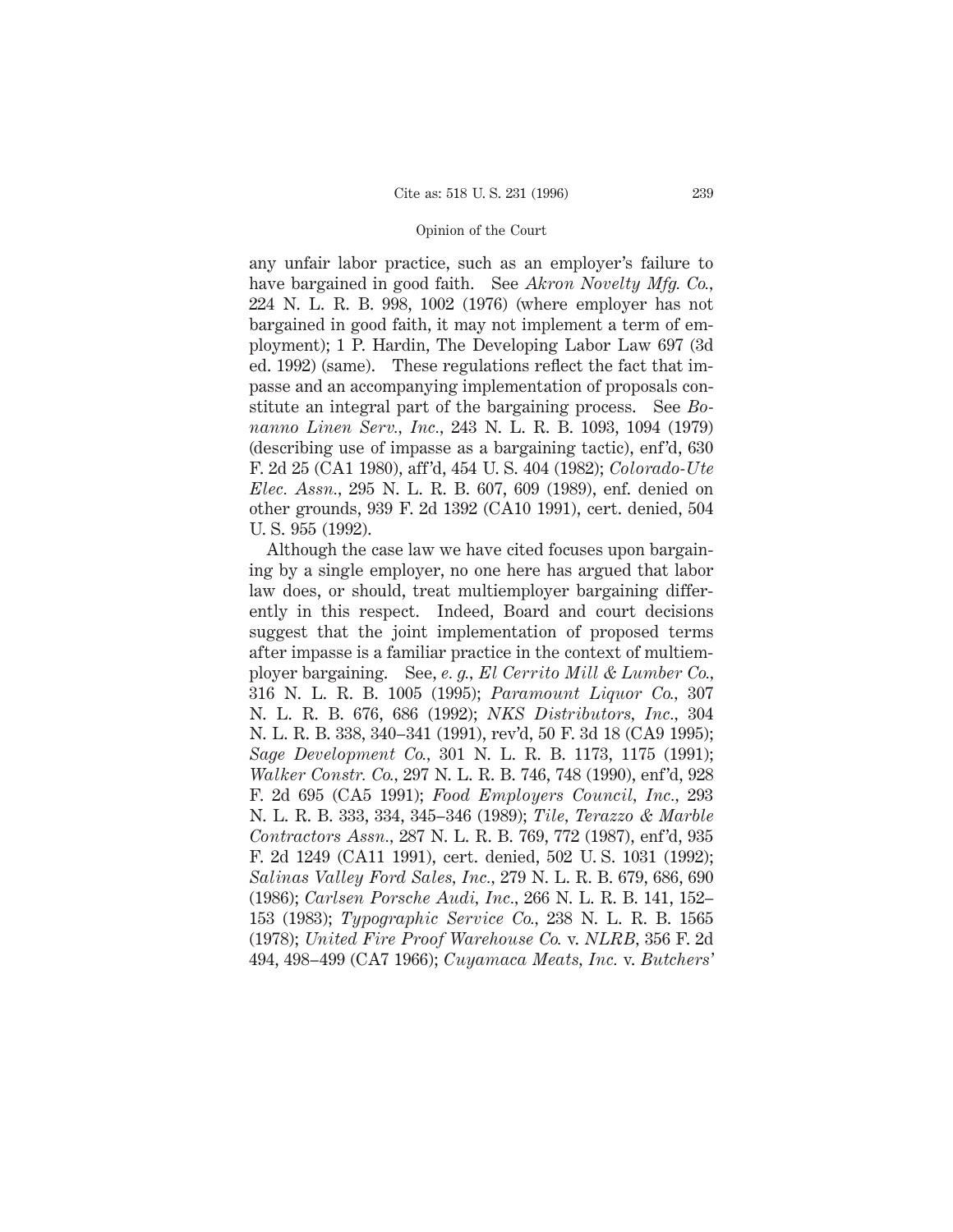any unfair labor practice, such as an employer's failure to have bargained in good faith. See *Akron Novelty Mfg. Co.*, 224 N. L. R. B. 998, 1002 (1976) (where employer has not bargained in good faith, it may not implement a term of employment); 1 P. Hardin, The Developing Labor Law 697 (3d ed. 1992) (same). These regulations reflect the fact that impasse and an accompanying implementation of proposals constitute an integral part of the bargaining process. See *Bonanno Linen Serv., Inc.*, 243 N. L. R. B. 1093, 1094 (1979) (describing use of impasse as a bargaining tactic), enf'd, 630 F. 2d 25 (CA1 1980), aff'd, 454 U. S. 404 (1982); *Colorado-Ute Elec. Assn.*, 295 N. L. R. B. 607, 609 (1989), enf. denied on other grounds, 939 F. 2d 1392 (CA10 1991), cert. denied, 504 U. S. 955 (1992).

Although the case law we have cited focuses upon bargaining by a single employer, no one here has argued that labor law does, or should, treat multiemployer bargaining differently in this respect. Indeed, Board and court decisions suggest that the joint implementation of proposed terms after impasse is a familiar practice in the context of multiemployer bargaining. See, *e. g., El Cerrito Mill & Lumber Co.*, 316 N. L. R. B. 1005 (1995); *Paramount Liquor Co.*, 307 N. L. R. B. 676, 686 (1992); *NKS Distributors, Inc.*, 304 N. L. R. B. 338, 340–341 (1991), rev'd, 50 F. 3d 18 (CA9 1995); *Sage Development Co.*, 301 N. L. R. B. 1173, 1175 (1991); *Walker Constr. Co.*, 297 N. L. R. B. 746, 748 (1990), enf'd, 928 F. 2d 695 (CA5 1991); *Food Employers Council, Inc.*, 293 N. L. R. B. 333, 334, 345–346 (1989); *Tile, Terazzo & Marble Contractors Assn.*, 287 N. L. R. B. 769, 772 (1987), enf'd, 935 F. 2d 1249 (CA11 1991), cert. denied, 502 U. S. 1031 (1992); *Salinas Valley Ford Sales, Inc.*, 279 N. L. R. B. 679, 686, 690 (1986); *Carlsen Porsche Audi, Inc.*, 266 N. L. R. B. 141, 152–153 (1983); *Typographic Service Co.*, 238 N. L. R. B. 1565 (1978); *United Fire Proof Warehouse Co.* v. *NLRB*, 356 F. 2d 494, 498–499 (CA7 1966); *Cuyamaca Meats, Inc.* v. *Butchers'*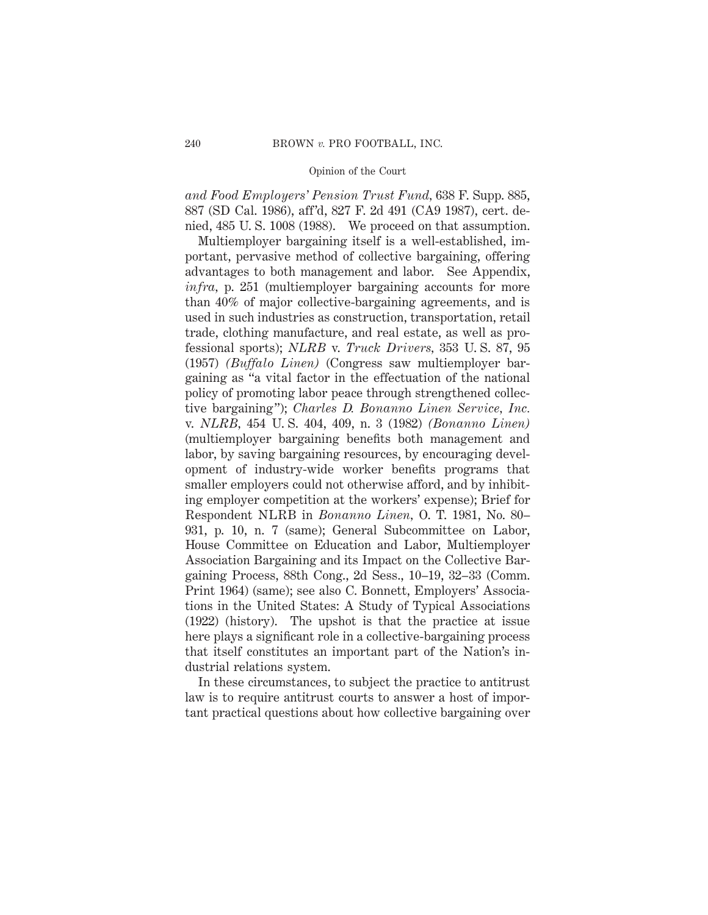*and Food Employers' Pension Trust Fund*, 638 F. Supp. 885, 887 (SD Cal. 1986), aff'd, 827 F. 2d 491 (CA9 1987), cert. denied, 485 U. S. 1008 (1988). We proceed on that assumption.

Multiemployer bargaining itself is a well-established, important, pervasive method of collective bargaining, offering advantages to both management and labor. See Appendix, *infra*, p. 251 (multiemployer bargaining accounts for more than 40% of major collective-bargaining agreements, and is used in such industries as construction, transportation, retail trade, clothing manufacture, and real estate, as well as professional sports); *NLRB* v. *Truck Drivers*, 353 U. S. 87, 95 (1957) *(Buffalo Linen)* (Congress saw multiemployer bargaining as "a vital factor in the effectuation of the national policy of promoting labor peace through strengthened collective bargaining"); *Charles D. Bonanno Linen Service, Inc.* v. *NLRB*, 454 U. S. 404, 409, n. 3 (1982) *(Bonanno Linen)* (multiemployer bargaining benefits both management and labor, by saving bargaining resources, by encouraging development of industry-wide worker benefits programs that smaller employers could not otherwise afford, and by inhibiting employer competition at the workers' expense); Brief for Respondent NLRB in *Bonanno Linen*, O. T. 1981, No. 80–931, p. 10, n. 7 (same); General Subcommittee on Labor, House Committee on Education and Labor, Multiemployer Association Bargaining and its Impact on the Collective Bargaining Process, 88th Cong., 2d Sess., 10–19, 32–33 (Comm. Print 1964) (same); see also C. Bonnett, Employers' Associations in the United States: A Study of Typical Associations (1922) (history). The upshot is that the practice at issue here plays a significant role in a collective-bargaining process that itself constitutes an important part of the Nation's industrial relations system.

In these circumstances, to subject the practice to antitrust law is to require antitrust courts to answer a host of important practical questions about how collective bargaining over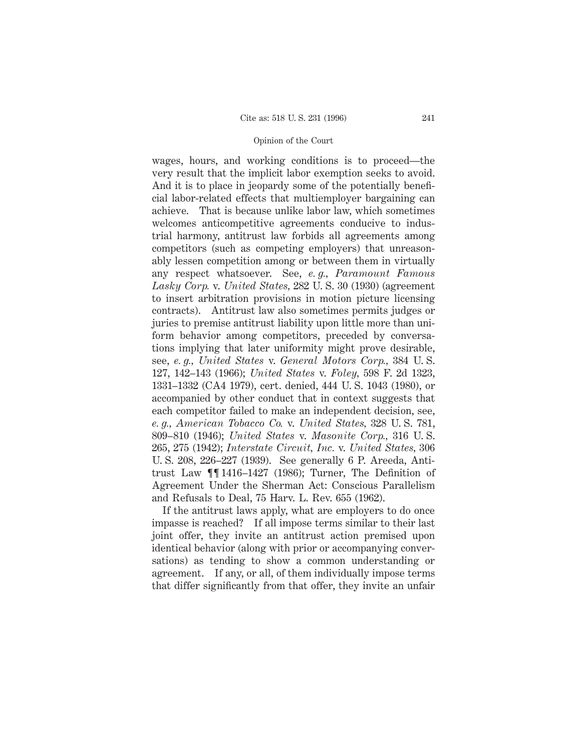wages, hours, and working conditions is to proceed—the very result that the implicit labor exemption seeks to avoid. And it is to place in jeopardy some of the potentially beneficial labor-related effects that multiemployer bargaining can achieve. That is because unlike labor law, which sometimes welcomes anticompetitive agreements conducive to industrial harmony, antitrust law forbids all agreements among competitors (such as competing employers) that unreasonably lessen competition among or between them in virtually any respect whatsoever. See, *e. g., Paramount Famous Lasky Corp.* v. *United States,* 282 U. S. 30 (1930) (agreement to insert arbitration provisions in motion picture licensing contracts). Antitrust law also sometimes permits judges or juries to premise antitrust liability upon little more than uniform behavior among competitors, preceded by conversations implying that later uniformity might prove desirable, see, *e. g., United States* v. *General Motors Corp.,* 384 U. S. 127, 142–143 (1966); *United States* v. *Foley,* 598 F. 2d 1323, 1331–1332 (CA4 1979), cert. denied, 444 U. S. 1043 (1980), or accompanied by other conduct that in context suggests that each competitor failed to make an independent decision, see, *e. g., American Tobacco Co.* v. *United States,* 328 U. S. 781, 809–810 (1946); *United States* v. *Masonite Corp.,* 316 U. S. 265, 275 (1942); *Interstate Circuit, Inc.* v. *United States,* 306 U. S. 208, 226–227 (1939). See generally 6 P. Areeda, Antitrust Law ¶¶ 1416–1427 (1986); Turner, The Definition of Agreement Under the Sherman Act: Conscious Parallelism and Refusals to Deal, 75 Harv. L. Rev. 655 (1962).

If the antitrust laws apply, what are employers to do once impasse is reached? If all impose terms similar to their last joint offer, they invite an antitrust action premised upon identical behavior (along with prior or accompanying conversations) as tending to show a common understanding or agreement. If any, or all, of them individually impose terms that differ significantly from that offer, they invite an unfair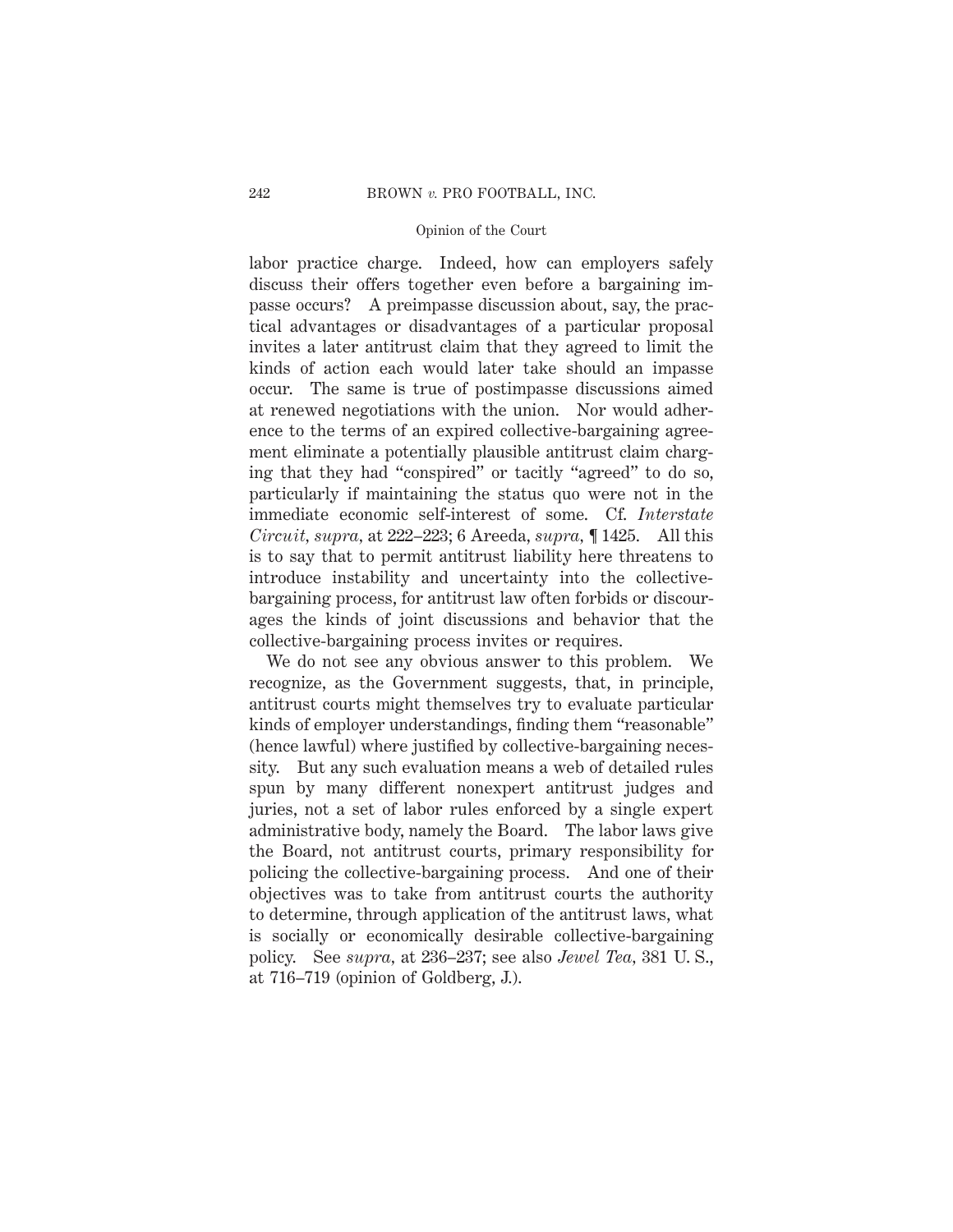labor practice charge. Indeed, how can employers safely discuss their offers together even before a bargaining impasse occurs? A preimpasse discussion about, say, the practical advantages or disadvantages of a particular proposal invites a later antitrust claim that they agreed to limit the kinds of action each would later take should an impasse occur. The same is true of postimpasse discussions aimed at renewed negotiations with the union. Nor would adherence to the terms of an expired collective-bargaining agreement eliminate a potentially plausible antitrust claim charging that they had "conspired" or tacitly "agreed" to do so, particularly if maintaining the status quo were not in the immediate economic self-interest of some. Cf. *Interstate Circuit, supra,* at 222–223; 6 Areeda, *supra,* ¶ 1425. All this is to say that to permit antitrust liability here threatens to introduce instability and uncertainty into the collective-bargaining process, for antitrust law often forbids or discourages the kinds of joint discussions and behavior that the collective-bargaining process invites or requires.

We do not see any obvious answer to this problem. We recognize, as the Government suggests, that, in principle, antitrust courts might themselves try to evaluate particular kinds of employer understandings, finding them "reasonable" (hence lawful) where justified by collective-bargaining necessity. But any such evaluation means a web of detailed rules spun by many different nonexpert antitrust judges and juries, not a set of labor rules enforced by a single expert administrative body, namely the Board. The labor laws give the Board, not antitrust courts, primary responsibility for policing the collective-bargaining process. And one of their objectives was to take from antitrust courts the authority to determine, through application of the antitrust laws, what is socially or economically desirable collective-bargaining policy. See *supra,* at 236–237; see also *Jewel Tea,* 381 U. S., at 716–719 (opinion of Goldberg, J.).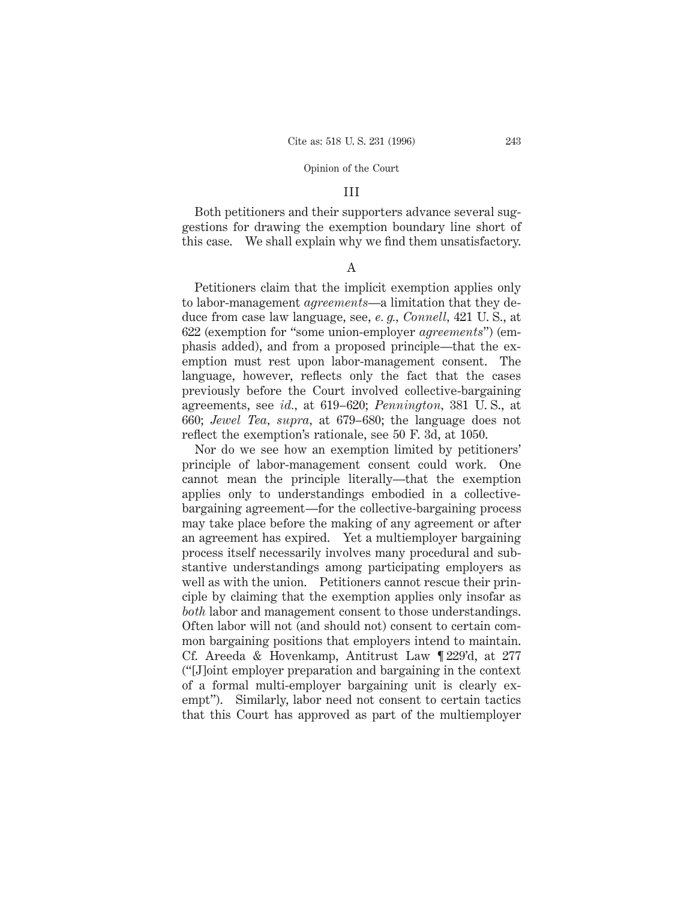## III

Both petitioners and their supporters advance several suggestions for drawing the exemption boundary line short of this case. We shall explain why we find them unsatisfactory.

### A

Petitioners claim that the implicit exemption applies only to labor-management *agreements*—a limitation that they deduce from case law language, see, *e. g., Connell*, 421 U. S., at 622 (exemption for "some union-employer *agreements*") (emphasis added), and from a proposed principle—that the exemption must rest upon labor-management consent. The language, however, reflects only the fact that the cases previously before the Court involved collective-bargaining agreements, see *id.*, at 619–620; *Pennington*, 381 U. S., at 660; *Jewel Tea, supra*, at 679–680; the language does not reflect the exemption's rationale, see 50 F. 3d, at 1050.

Nor do we see how an exemption limited by petitioners' principle of labor-management consent could work. One cannot mean the principle literally—that the exemption applies only to understandings embodied in a collective-bargaining agreement—for the collective-bargaining process may take place before the making of any agreement or after an agreement has expired. Yet a multiemployer bargaining process itself necessarily involves many procedural and substantive understandings among participating employers as well as with the union. Petitioners cannot rescue their principle by claiming that the exemption applies only insofar as *both* labor and management consent to those understandings. Often labor will not (and should not) consent to certain common bargaining positions that employers intend to maintain. Cf. Areeda & Hovenkamp, Antitrust Law ¶ 229'd, at 277 ("[J]oint employer preparation and bargaining in the context of a formal multi-employer bargaining unit is clearly exempt"). Similarly, labor need not consent to certain tactics that this Court has approved as part of the multiemployer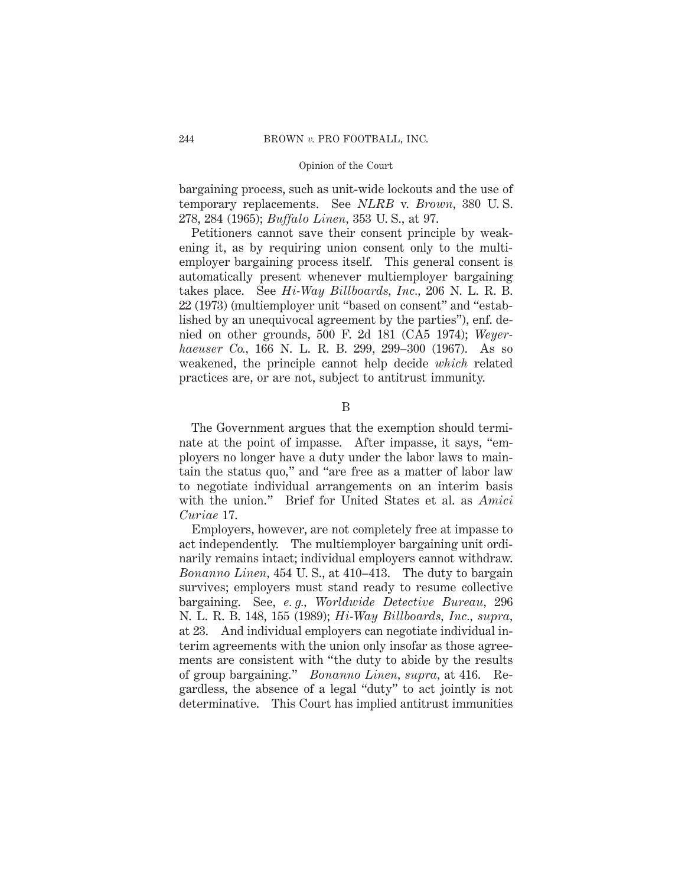bargaining process, such as unit-wide lockouts and the use of temporary replacements. See *NLRB* v. *Brown*, 380 U. S. 278, 284 (1965); *Buffalo Linen*, 353 U. S., at 97.

Petitioners cannot save their consent principle by weakening it, as by requiring union consent only to the multiemployer bargaining process itself. This general consent is automatically present whenever multiemployer bargaining takes place. See *Hi-Way Billboards, Inc.*, 206 N. L. R. B. 22 (1973) (multiemployer unit "based on consent" and "established by an unequivocal agreement by the parties"), enf. denied on other grounds, 500 F. 2d 181 (CA5 1974); *Weyerhaeuser Co.*, 166 N. L. R. B. 299, 299–300 (1967). As so weakened, the principle cannot help decide *which* related practices are, or are not, subject to antitrust immunity.

## B

The Government argues that the exemption should terminate at the point of impasse. After impasse, it says, "employers no longer have a duty under the labor laws to maintain the status quo," and "are free as a matter of labor law to negotiate individual arrangements on an interim basis with the union." Brief for United States et al. as *Amici Curiae* 17.

Employers, however, are not completely free at impasse to act independently. The multiemployer bargaining unit ordinarily remains intact; individual employers cannot withdraw. *Bonanno Linen*, 454 U. S., at 410–413. The duty to bargain survives; employers must stand ready to resume collective bargaining. See, *e. g.*, *Worldwide Detective Bureau*, 296 N. L. R. B. 148, 155 (1989); *Hi-Way Billboards, Inc.*, *supra*, at 23. And individual employers can negotiate individual interim agreements with the union only insofar as those agreements are consistent with "the duty to abide by the results of group bargaining." *Bonanno Linen*, *supra*, at 416. Regardless, the absence of a legal "duty" to act jointly is not determinative. This Court has implied antitrust immunities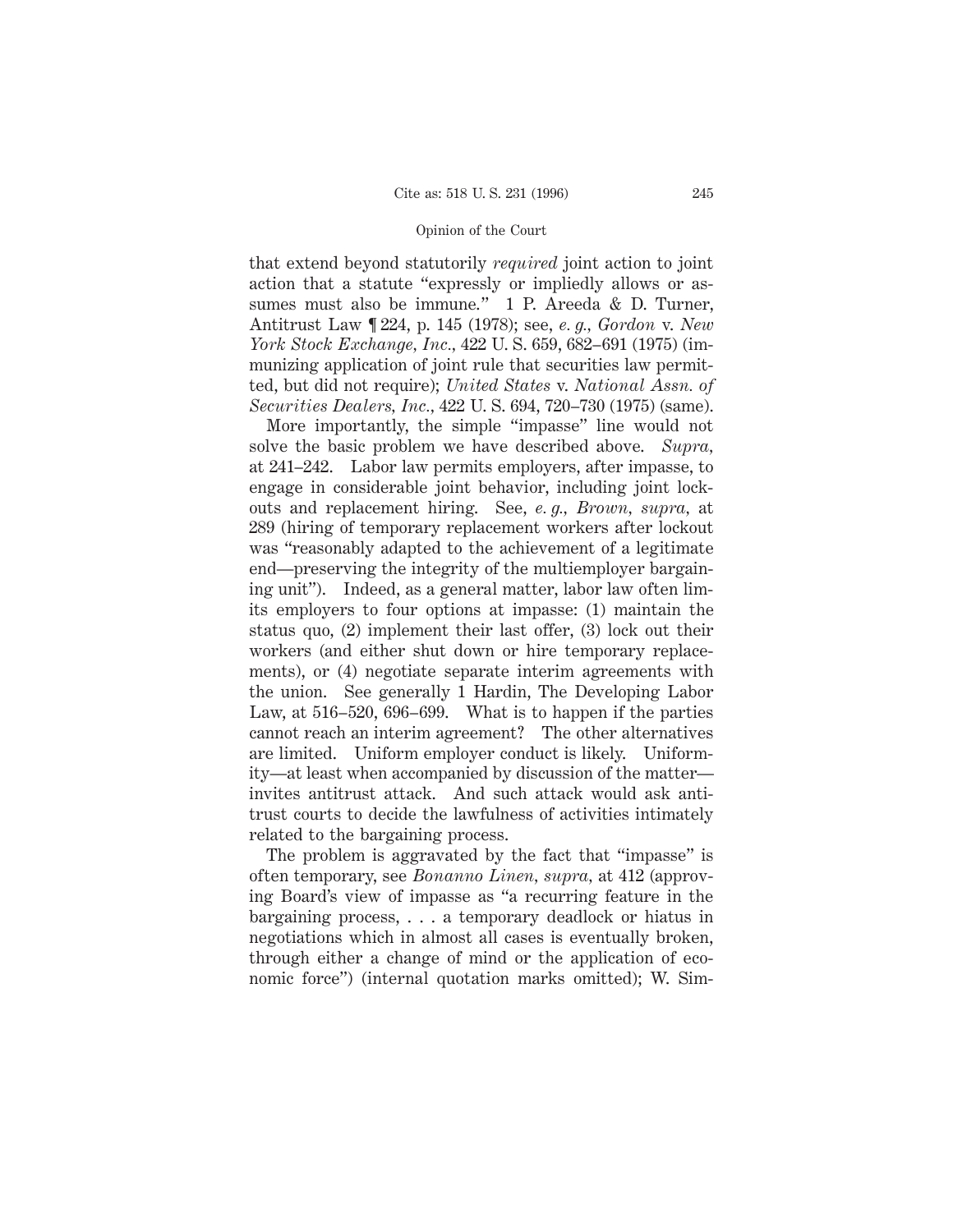that extend beyond statutorily *required* joint action to joint action that a statute "expressly or impliedly allows or assumes must also be immune." 1 P. Areeda & D. Turner, Antitrust Law ¶ 224, p. 145 (1978); see, *e. g., Gordon* v. *New York Stock Exchange, Inc.*, 422 U. S. 659, 682–691 (1975) (immunizing application of joint rule that securities law permitted, but did not require); *United States* v. *National Assn. of Securities Dealers, Inc.*, 422 U. S. 694, 720–730 (1975) (same).

More importantly, the simple "impasse" line would not solve the basic problem we have described above. *Supra*, at 241–242. Labor law permits employers, after impasse, to engage in considerable joint behavior, including joint lockouts and replacement hiring. See, *e. g., Brown, supra*, at 289 (hiring of temporary replacement workers after lockout was "reasonably adapted to the achievement of a legitimate end—preserving the integrity of the multiemployer bargaining unit"). Indeed, as a general matter, labor law often limits employers to four options at impasse: (1) maintain the status quo, (2) implement their last offer, (3) lock out their workers (and either shut down or hire temporary replacements), or (4) negotiate separate interim agreements with the union. See generally 1 Hardin, The Developing Labor Law, at 516–520, 696–699. What is to happen if the parties cannot reach an interim agreement? The other alternatives are limited. Uniform employer conduct is likely. Uniformity—at least when accompanied by discussion of the matter—invites antitrust attack. And such attack would ask antitrust courts to decide the lawfulness of activities intimately related to the bargaining process.

The problem is aggravated by the fact that "impasse" is often temporary, see *Bonanno Linen, supra*, at 412 (approving Board's view of impasse as "a recurring feature in the bargaining process, . . . a temporary deadlock or hiatus in negotiations which in almost all cases is eventually broken, through either a change of mind or the application of economic force") (internal quotation marks omitted); W. Sim-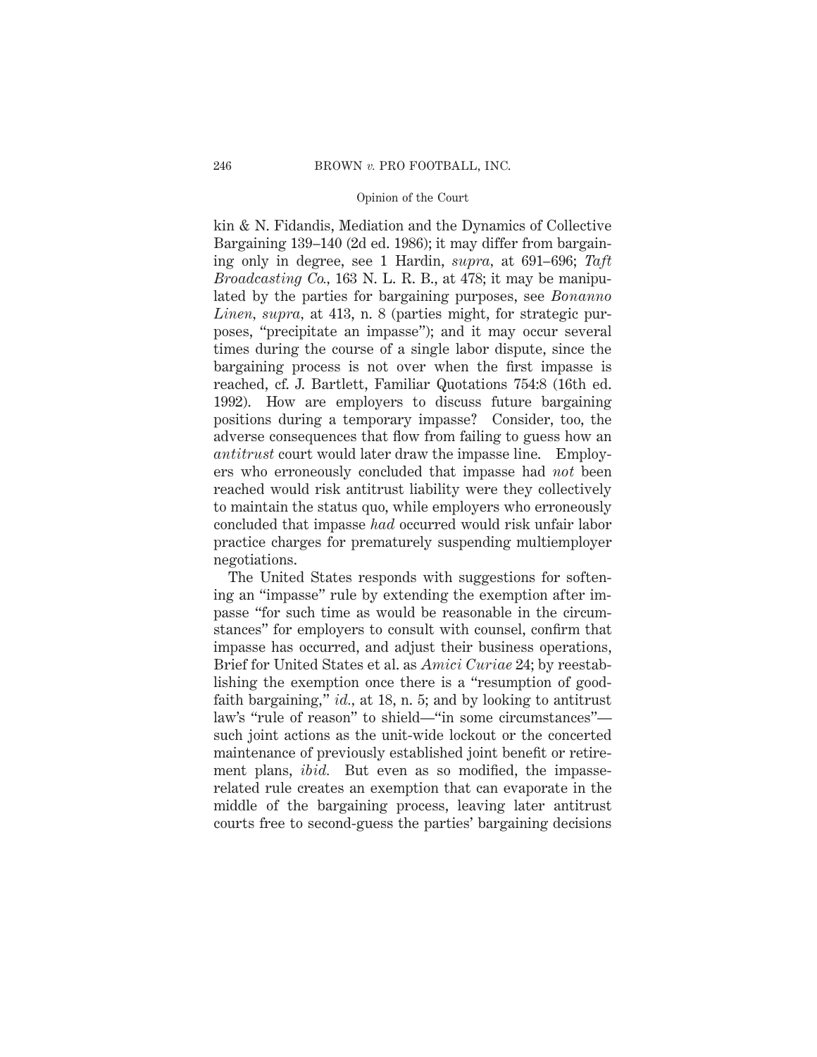kin & N. Fidandis, Mediation and the Dynamics of Collective Bargaining 139–140 (2d ed. 1986); it may differ from bargaining only in degree, see 1 Hardin, *supra,* at 691–696; *Taft Broadcasting Co.,* 163 N. L. R. B., at 478; it may be manipulated by the parties for bargaining purposes, see *Bonanno Linen, supra,* at 413, n. 8 (parties might, for strategic purposes, "precipitate an impasse"); and it may occur several times during the course of a single labor dispute, since the bargaining process is not over when the first impasse is reached, cf. J. Bartlett, Familiar Quotations 754:8 (16th ed. 1992). How are employers to discuss future bargaining positions during a temporary impasse? Consider, too, the adverse consequences that flow from failing to guess how an *antitrust* court would later draw the impasse line. Employers who erroneously concluded that impasse had *not* been reached would risk antitrust liability were they collectively to maintain the status quo, while employers who erroneously concluded that impasse *had* occurred would risk unfair labor practice charges for prematurely suspending multiemployer negotiations.

The United States responds with suggestions for softening an "impasse" rule by extending the exemption after impasse "for such time as would be reasonable in the circumstances" for employers to consult with counsel, confirm that impasse has occurred, and adjust their business operations, Brief for United States et al. as *Amici Curiae* 24; by reestablishing the exemption once there is a "resumption of good-faith bargaining," *id.,* at 18, n. 5; and by looking to antitrust law's "rule of reason" to shield—"in some circumstances"—such joint actions as the unit-wide lockout or the concerted maintenance of previously established joint benefit or retirement plans, *ibid.* But even as so modified, the impasse-related rule creates an exemption that can evaporate in the middle of the bargaining process, leaving later antitrust courts free to second-guess the parties' bargaining decisions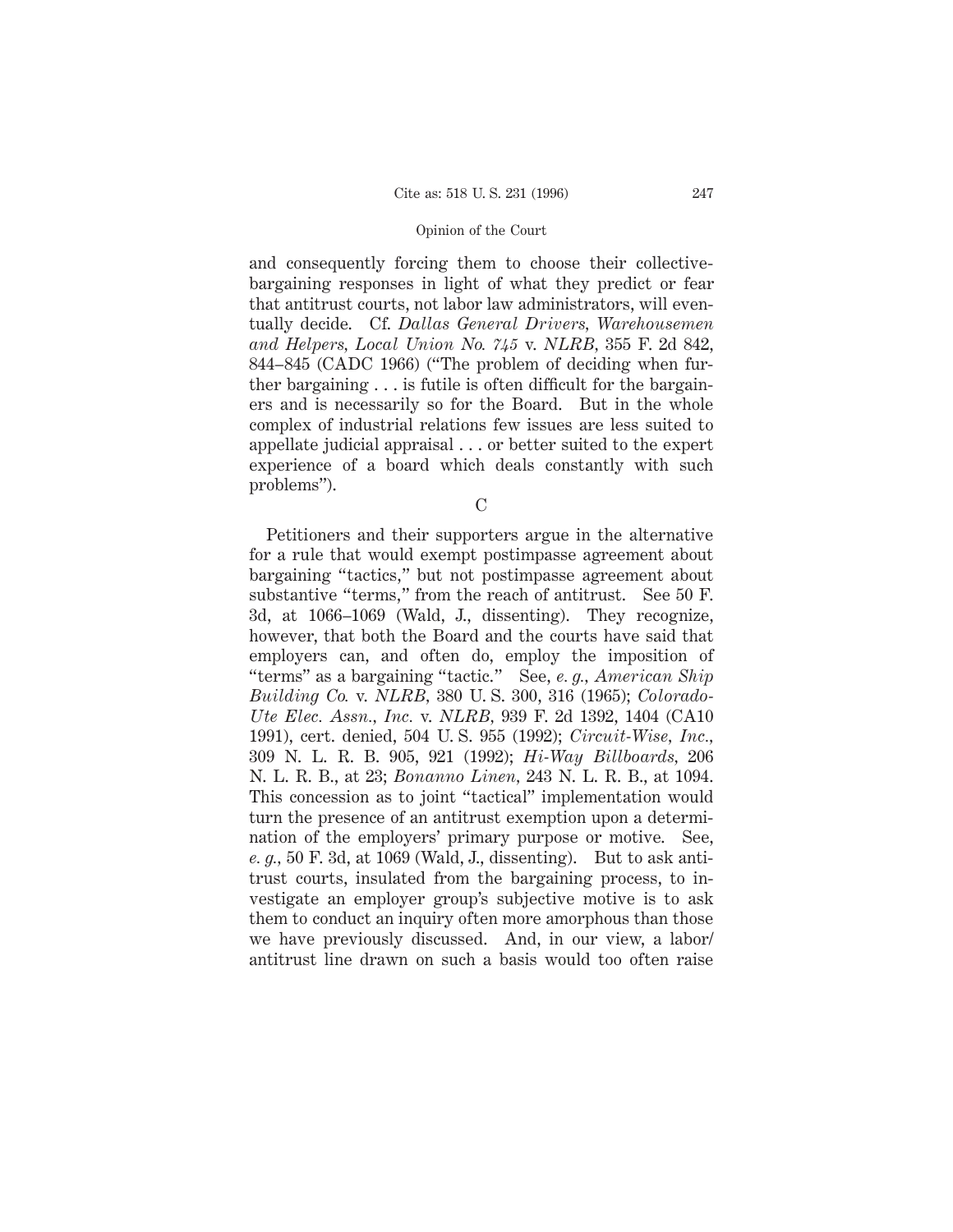and consequently forcing them to choose their collective-bargaining responses in light of what they predict or fear that antitrust courts, not labor law administrators, will eventually decide. Cf. *Dallas General Drivers, Warehousemen and Helpers, Local Union No. 745* v. *NLRB*, 355 F. 2d 842, 844–845 (CADC 1966) ("The problem of deciding when further bargaining . . . is futile is often difficult for the bargainers and is necessarily so for the Board. But in the whole complex of industrial relations few issues are less suited to appellate judicial appraisal . . . or better suited to the expert experience of a board which deals constantly with such problems").

C

Petitioners and their supporters argue in the alternative for a rule that would exempt postimpasse agreement about bargaining "tactics," but not postimpasse agreement about substantive "terms," from the reach of antitrust. See 50 F. 3d, at 1066–1069 (Wald, J., dissenting). They recognize, however, that both the Board and the courts have said that employers can, and often do, employ the imposition of "terms" as a bargaining "tactic." See, *e. g., American Ship Building Co.* v. *NLRB*, 380 U. S. 300, 316 (1965); *Colorado-Ute Elec. Assn., Inc.* v. *NLRB*, 939 F. 2d 1392, 1404 (CA10 1991), cert. denied, 504 U. S. 955 (1992); *Circuit-Wise, Inc.*, 309 N. L. R. B. 905, 921 (1992); *Hi-Way Billboards*, 206 N. L. R. B., at 23; *Bonanno Linen*, 243 N. L. R. B., at 1094. This concession as to joint "tactical" implementation would turn the presence of an antitrust exemption upon a determination of the employers' primary purpose or motive. See, *e. g.*, 50 F. 3d, at 1069 (Wald, J., dissenting). But to ask antitrust courts, insulated from the bargaining process, to investigate an employer group's subjective motive is to ask them to conduct an inquiry often more amorphous than those we have previously discussed. And, in our view, a labor/antitrust line drawn on such a basis would too often raise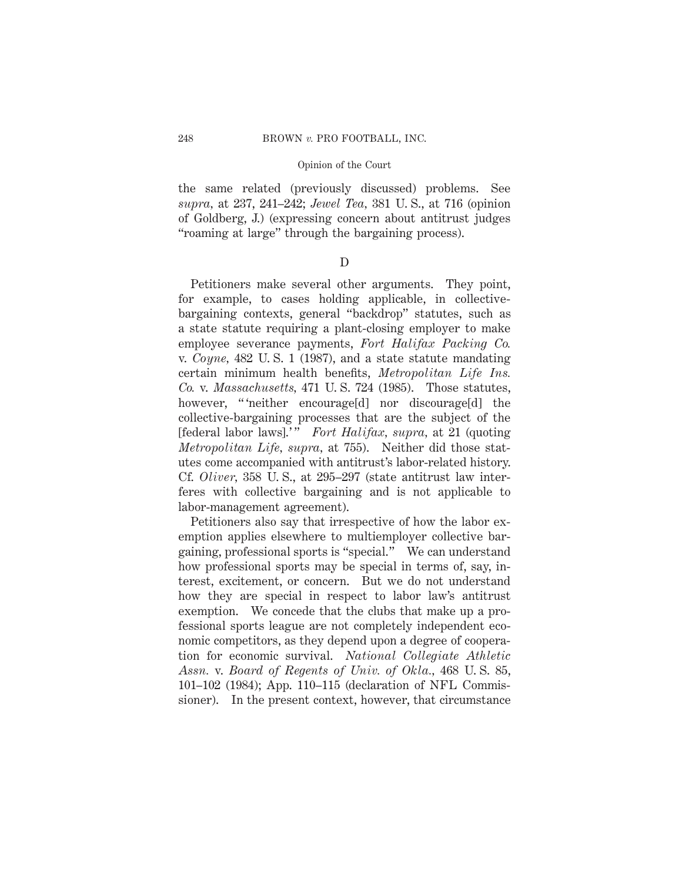the same related (previously discussed) problems. See *supra*, at 237, 241–242; *Jewel Tea*, 381 U. S., at 716 (opinion of Goldberg, J.) (expressing concern about antitrust judges "roaming at large" through the bargaining process).

D

Petitioners make several other arguments. They point, for example, to cases holding applicable, in collective-bargaining contexts, general "backdrop" statutes, such as a state statute requiring a plant-closing employer to make employee severance payments, *Fort Halifax Packing Co.* v. *Coyne*, 482 U. S. 1 (1987), and a state statute mandating certain minimum health benefits, *Metropolitan Life Ins. Co.* v. *Massachusetts*, 471 U. S. 724 (1985). Those statutes, however, " 'neither encourage[d] nor discourage[d] the collective-bargaining processes that are the subject of the [federal labor laws].' " *Fort Halifax*, *supra*, at 21 (quoting *Metropolitan Life*, *supra*, at 755). Neither did those statutes come accompanied with antitrust's labor-related history. Cf. *Oliver*, 358 U. S., at 295–297 (state antitrust law interferes with collective bargaining and is not applicable to labor-management agreement).

Petitioners also say that irrespective of how the labor exemption applies elsewhere to multiemployer collective bargaining, professional sports is "special." We can understand how professional sports may be special in terms of, say, interest, excitement, or concern. But we do not understand how they are special in respect to labor law's antitrust exemption. We concede that the clubs that make up a professional sports league are not completely independent economic competitors, as they depend upon a degree of cooperation for economic survival. *National Collegiate Athletic Assn.* v. *Board of Regents of Univ. of Okla.*, 468 U. S. 85, 101–102 (1984); App. 110–115 (declaration of NFL Commissioner). In the present context, however, that circumstance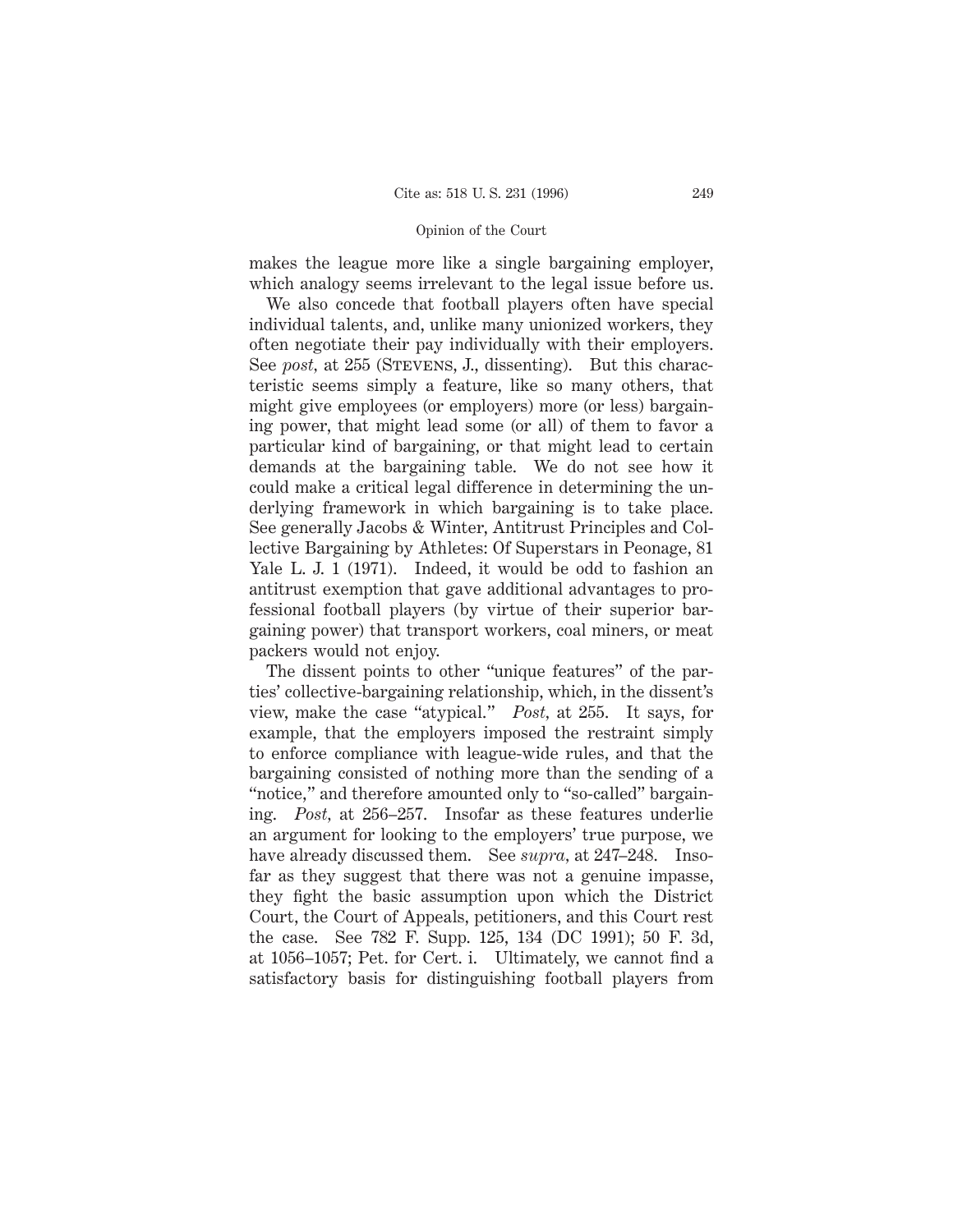makes the league more like a single bargaining employer, which analogy seems irrelevant to the legal issue before us.

We also concede that football players often have special individual talents, and, unlike many unionized workers, they often negotiate their pay individually with their employers. See *post,* at 255 (Stevens, J., dissenting). But this characteristic seems simply a feature, like so many others, that might give employees (or employers) more (or less) bargaining power, that might lead some (or all) of them to favor a particular kind of bargaining, or that might lead to certain demands at the bargaining table. We do not see how it could make a critical legal difference in determining the underlying framework in which bargaining is to take place. See generally Jacobs & Winter, Antitrust Principles and Collective Bargaining by Athletes: Of Superstars in Peonage, 81 Yale L. J. 1 (1971). Indeed, it would be odd to fashion an antitrust exemption that gave additional advantages to professional football players (by virtue of their superior bargaining power) that transport workers, coal miners, or meat packers would not enjoy.

The dissent points to other "unique features" of the parties' collective-bargaining relationship, which, in the dissent's view, make the case "atypical." *Post,* at 255. It says, for example, that the employers imposed the restraint simply to enforce compliance with league-wide rules, and that the bargaining consisted of nothing more than the sending of a "notice," and therefore amounted only to "so-called" bargaining. *Post,* at 256–257. Insofar as these features underlie an argument for looking to the employers' true purpose, we have already discussed them. See *supra,* at 247–248. Insofar as they suggest that there was not a genuine impasse, they fight the basic assumption upon which the District Court, the Court of Appeals, petitioners, and this Court rest the case. See 782 F. Supp. 125, 134 (DC 1991); 50 F. 3d, at 1056–1057; Pet. for Cert. i. Ultimately, we cannot find a satisfactory basis for distinguishing football players from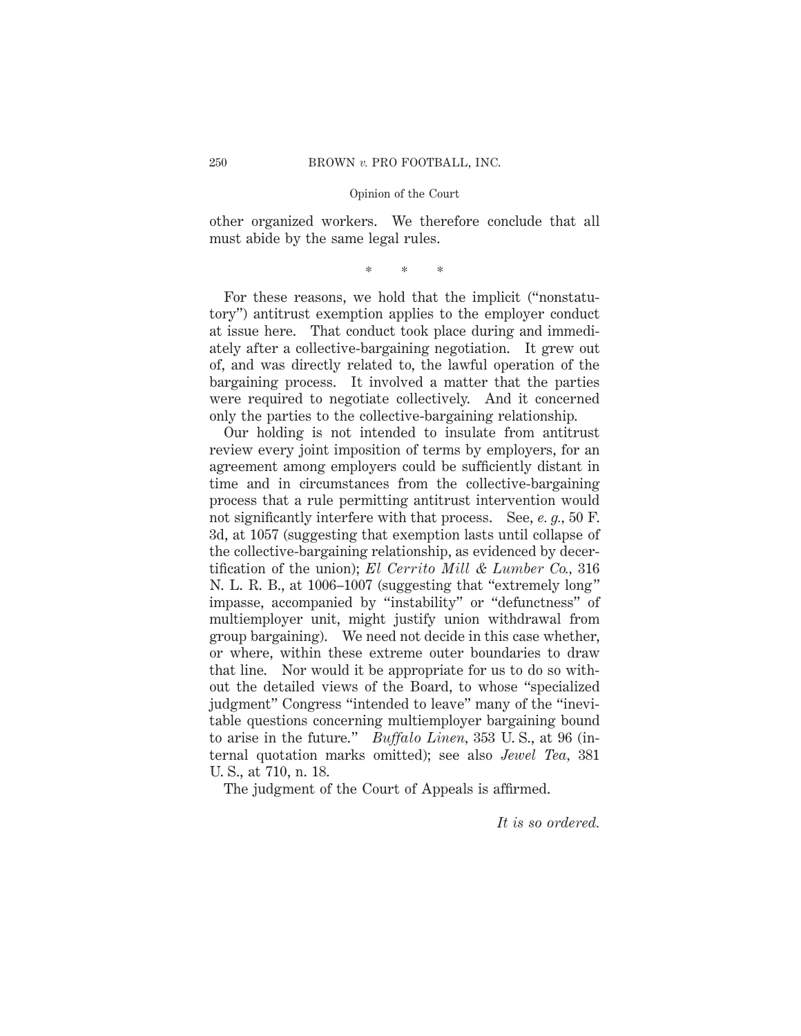other organized workers. We therefore conclude that all must abide by the same legal rules.

\* \* \*

For these reasons, we hold that the implicit ("nonstatutory") antitrust exemption applies to the employer conduct at issue here. That conduct took place during and immediately after a collective-bargaining negotiation. It grew out of, and was directly related to, the lawful operation of the bargaining process. It involved a matter that the parties were required to negotiate collectively. And it concerned only the parties to the collective-bargaining relationship.

Our holding is not intended to insulate from antitrust review every joint imposition of terms by employers, for an agreement among employers could be sufficiently distant in time and in circumstances from the collective-bargaining process that a rule permitting antitrust intervention would not significantly interfere with that process. See, *e. g.,* 50 F. 3d, at 1057 (suggesting that exemption lasts until collapse of the collective-bargaining relationship, as evidenced by decertification of the union); *El Cerrito Mill & Lumber Co.,* 316 N. L. R. B., at 1006–1007 (suggesting that "extremely long" impasse, accompanied by "instability" or "defunctness" of multiemployer unit, might justify union withdrawal from group bargaining). We need not decide in this case whether, or where, within these extreme outer boundaries to draw that line. Nor would it be appropriate for us to do so without the detailed views of the Board, to whose "specialized judgment" Congress "intended to leave" many of the "inevitable questions concerning multiemployer bargaining bound to arise in the future." *Buffalo Linen,* 353 U. S., at 96 (internal quotation marks omitted); see also *Jewel Tea,* 381 U. S., at 710, n. 18.

The judgment of the Court of Appeals is affirmed.

*It is so ordered.*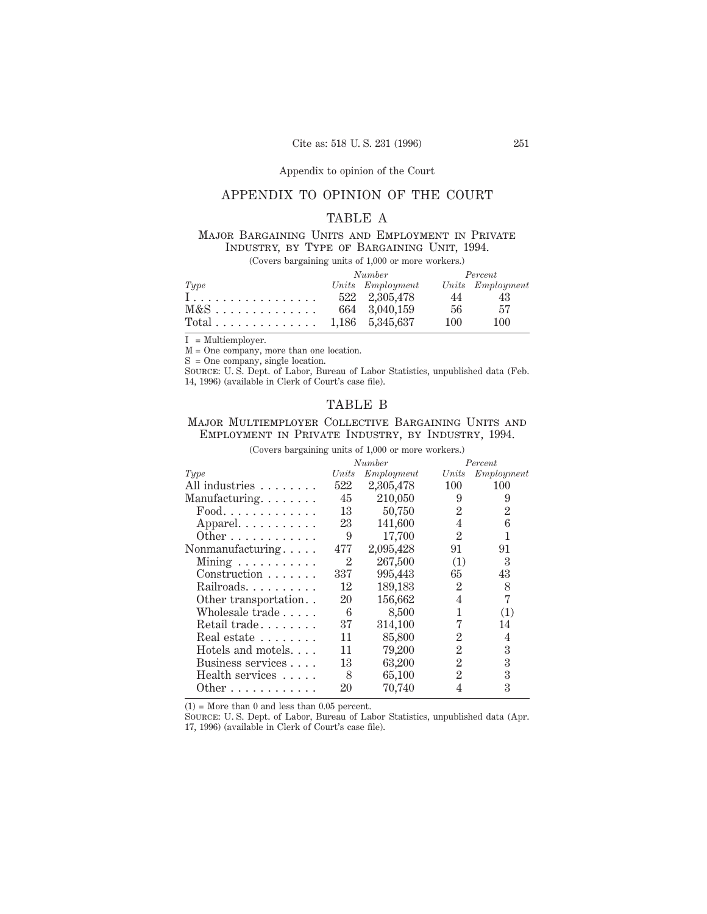Appendix to opinion of the Court

## APPENDIX TO OPINION OF THE COURT

### TABLE A

### Major Bargaining Units and Employment in Private Industry, by Type of Bargaining Unit, 1994.

(Covers bargaining units of 1,000 or more workers.)

| | *Number* | | *Percent* | |
|---|---|---|---|---|
| *Type* | *Units* | *Employment* | *Units* | *Employment* |
| I | 522 | 2,305,478 | 44 | 43 |
| M&S | 664 | 3,040,159 | 56 | 57 |
| Total | 1,186 | 5,345,637 | 100 | 100 |

I = Multiemployer.
M = One company, more than one location.
S = One company, single location.
Source: U. S. Dept. of Labor, Bureau of Labor Statistics, unpublished data (Feb. 14, 1996) (available in Clerk of Court's case file).

### TABLE B

### Major Multiemployer Collective Bargaining Units and Employment in Private Industry, by Industry, 1994.

(Covers bargaining units of 1,000 or more workers.)

| | *Number* | | *Percent* | |
|---|---|---|---|---|
| *Type* | *Units* | *Employment* | *Units* | *Employment* |
| All industries | 522 | 2,305,478 | 100 | 100 |
| Manufacturing | 45 | 210,050 | 9 | 9 |
| Food | 13 | 50,750 | 2 | 2 |
| Apparel | 23 | 141,600 | 4 | 6 |
| Other | 9 | 17,700 | 2 | 1 |
| Nonmanufacturing | 477 | 2,095,428 | 91 | 91 |
| Mining | 2 | 267,500 | (1) | 3 |
| Construction | 337 | 995,443 | 65 | 43 |
| Railroads | 12 | 189,183 | 2 | 8 |
| Other transportation | 20 | 156,662 | 4 | 7 |
| Wholesale trade | 6 | 8,500 | 1 | (1) |
| Retail trade | 37 | 314,100 | 7 | 14 |
| Real estate | 11 | 85,800 | 2 | 4 |
| Hotels and motels | 11 | 79,200 | 2 | 3 |
| Business services | 13 | 63,200 | 2 | 3 |
| Health services | 8 | 65,100 | 2 | 3 |
| Other | 20 | 70,740 | 4 | 3 |

(1) = More than 0 and less than 0.05 percent.
Source: U. S. Dept. of Labor, Bureau of Labor Statistics, unpublished data (Apr. 17, 1996) (available in Clerk of Court's case file).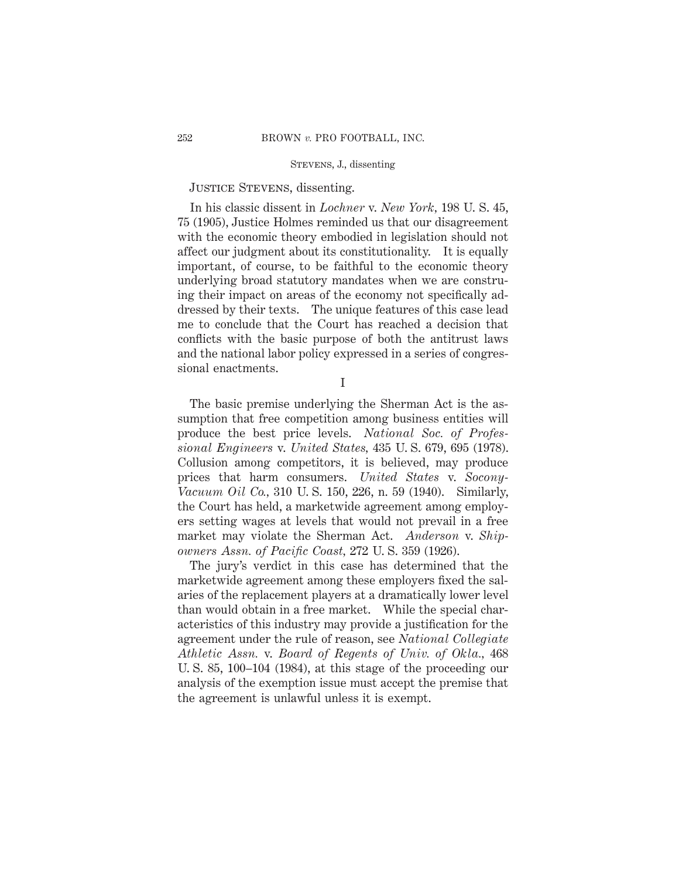JUSTICE STEVENS, dissenting.

In his classic dissent in *Lochner* v. *New York*, 198 U. S. 45, 75 (1905), Justice Holmes reminded us that our disagreement with the economic theory embodied in legislation should not affect our judgment about its constitutionality. It is equally important, of course, to be faithful to the economic theory underlying broad statutory mandates when we are construing their impact on areas of the economy not specifically addressed by their texts. The unique features of this case lead me to conclude that the Court has reached a decision that conflicts with the basic purpose of both the antitrust laws and the national labor policy expressed in a series of congressional enactments.

I

The basic premise underlying the Sherman Act is the assumption that free competition among business entities will produce the best price levels. *National Soc. of Professional Engineers* v. *United States*, 435 U. S. 679, 695 (1978). Collusion among competitors, it is believed, may produce prices that harm consumers. *United States* v. *Socony-Vacuum Oil Co.*, 310 U. S. 150, 226, n. 59 (1940). Similarly, the Court has held, a marketwide agreement among employers setting wages at levels that would not prevail in a free market may violate the Sherman Act. *Anderson* v. *Shipowners Assn. of Pacific Coast*, 272 U. S. 359 (1926).

The jury's verdict in this case has determined that the marketwide agreement among these employers fixed the salaries of the replacement players at a dramatically lower level than would obtain in a free market. While the special characteristics of this industry may provide a justification for the agreement under the rule of reason, see *National Collegiate Athletic Assn.* v. *Board of Regents of Univ. of Okla.*, 468 U. S. 85, 100–104 (1984), at this stage of the proceeding our analysis of the exemption issue must accept the premise that the agreement is unlawful unless it is exempt.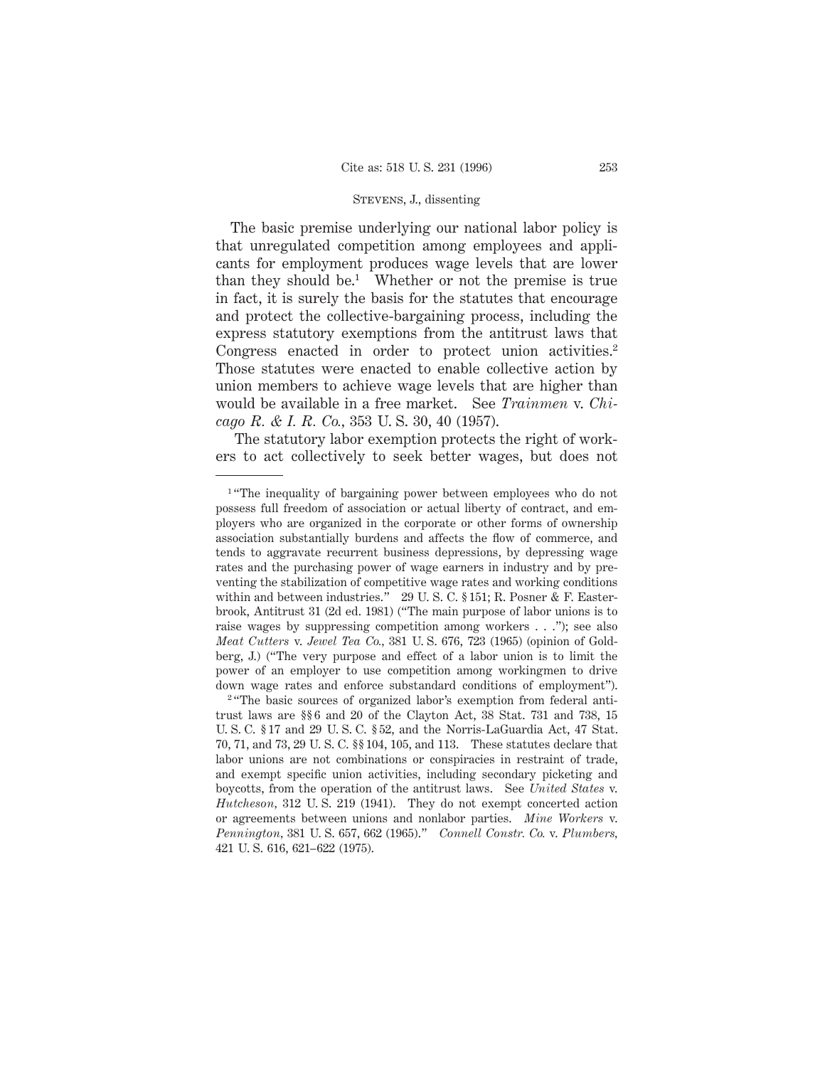The basic premise underlying our national labor policy is that unregulated competition among employees and applicants for employment produces wage levels that are lower than they should be.[1] Whether or not the premise is true in fact, it is surely the basis for the statutes that encourage and protect the collective-bargaining process, including the express statutory exemptions from the antitrust laws that Congress enacted in order to protect union activities.[2] Those statutes were enacted to enable collective action by union members to achieve wage levels that are higher than would be available in a free market. See *Trainmen* v. *Chicago R. & I. R. Co.*, 353 U. S. 30, 40 (1957).

The statutory labor exemption protects the right of workers to act collectively to seek better wages, but does not

---

[1] "The inequality of bargaining power between employees who do not possess full freedom of association or actual liberty of contract, and employers who are organized in the corporate or other forms of ownership association substantially burdens and affects the flow of commerce, and tends to aggravate recurrent business depressions, by depressing wage rates and the purchasing power of wage earners in industry and by preventing the stabilization of competitive wage rates and working conditions within and between industries." 29 U. S. C. § 151; R. Posner & F. Easterbrook, Antitrust 31 (2d ed. 1981) ("The main purpose of labor unions is to raise wages by suppressing competition among workers . . ."); see also *Meat Cutters* v. *Jewel Tea Co.*, 381 U. S. 676, 723 (1965) (opinion of Goldberg, J.) ("The very purpose and effect of a labor union is to limit the power of an employer to use competition among workingmen to drive down wage rates and enforce substandard conditions of employment").

[2] "The basic sources of organized labor's exemption from federal antitrust laws are §§ 6 and 20 of the Clayton Act, 38 Stat. 731 and 738, 15 U. S. C. § 17 and 29 U. S. C. § 52, and the Norris-LaGuardia Act, 47 Stat. 70, 71, and 73, 29 U. S. C. §§ 104, 105, and 113. These statutes declare that labor unions are not combinations or conspiracies in restraint of trade, and exempt specific union activities, including secondary picketing and boycotts, from the operation of the antitrust laws. See *United States* v. *Hutcheson*, 312 U. S. 219 (1941). They do not exempt concerted action or agreements between unions and nonlabor parties. *Mine Workers* v. *Pennington*, 381 U. S. 657, 662 (1965)." *Connell Constr. Co.* v. *Plumbers*, 421 U. S. 616, 621–622 (1975).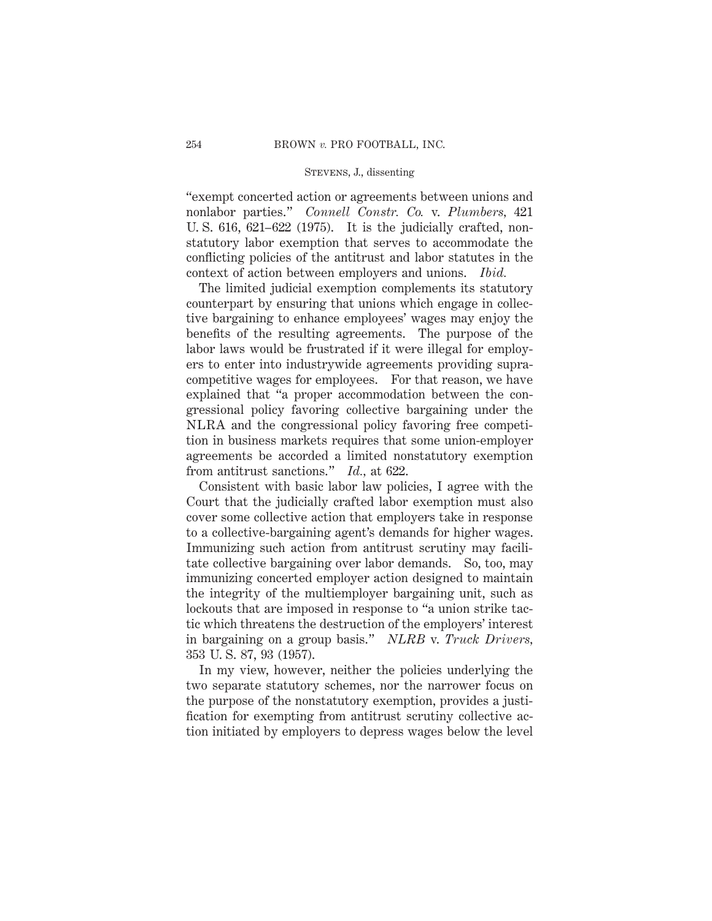"exempt concerted action or agreements between unions and nonlabor parties." *Connell Constr. Co.* v. *Plumbers,* 421 U. S. 616, 621–622 (1975). It is the judicially crafted, nonstatutory labor exemption that serves to accommodate the conflicting policies of the antitrust and labor statutes in the context of action between employers and unions. *Ibid.*

The limited judicial exemption complements its statutory counterpart by ensuring that unions which engage in collective bargaining to enhance employees' wages may enjoy the benefits of the resulting agreements. The purpose of the labor laws would be frustrated if it were illegal for employers to enter into industrywide agreements providing supracompetitive wages for employees. For that reason, we have explained that "a proper accommodation between the congressional policy favoring collective bargaining under the NLRA and the congressional policy favoring free competition in business markets requires that some union-employer agreements be accorded a limited nonstatutory exemption from antitrust sanctions." *Id.,* at 622.

Consistent with basic labor law policies, I agree with the Court that the judicially crafted labor exemption must also cover some collective action that employers take in response to a collective-bargaining agent's demands for higher wages. Immunizing such action from antitrust scrutiny may facilitate collective bargaining over labor demands. So, too, may immunizing concerted employer action designed to maintain the integrity of the multiemployer bargaining unit, such as lockouts that are imposed in response to "a union strike tactic which threatens the destruction of the employers' interest in bargaining on a group basis." *NLRB* v. *Truck Drivers,* 353 U. S. 87, 93 (1957).

In my view, however, neither the policies underlying the two separate statutory schemes, nor the narrower focus on the purpose of the nonstatutory exemption, provides a justification for exempting from antitrust scrutiny collective action initiated by employers to depress wages below the level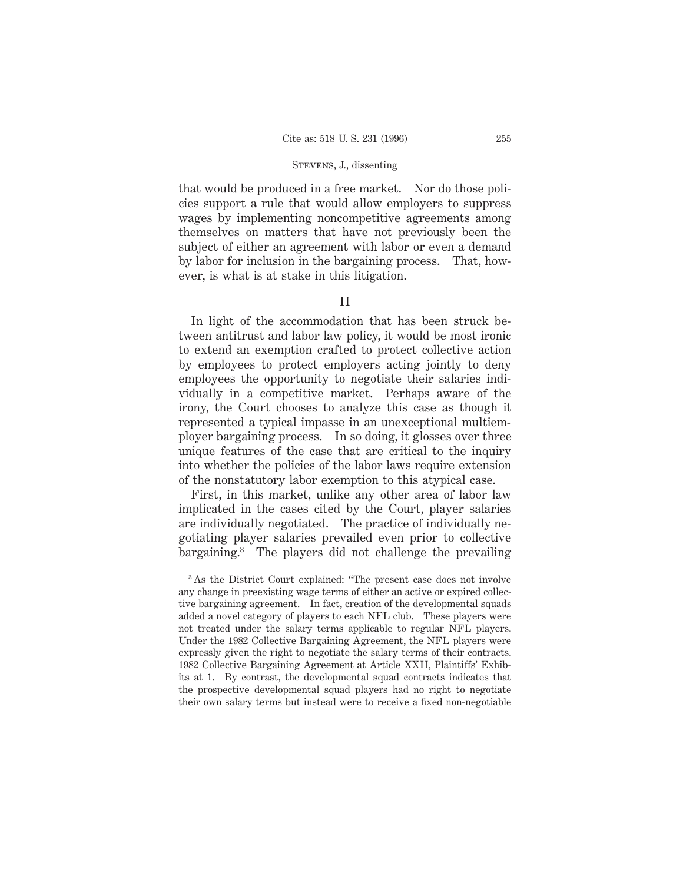that would be produced in a free market. Nor do those policies support a rule that would allow employers to suppress wages by implementing noncompetitive agreements among themselves on matters that have not previously been the subject of either an agreement with labor or even a demand by labor for inclusion in the bargaining process. That, however, is what is at stake in this litigation.

## II

In light of the accommodation that has been struck between antitrust and labor law policy, it would be most ironic to extend an exemption crafted to protect collective action by employees to protect employers acting jointly to deny employees the opportunity to negotiate their salaries individually in a competitive market. Perhaps aware of the irony, the Court chooses to analyze this case as though it represented a typical impasse in an unexceptional multiemployer bargaining process. In so doing, it glosses over three unique features of the case that are critical to the inquiry into whether the policies of the labor laws require extension of the nonstatutory labor exemption to this atypical case.

First, in this market, unlike any other area of labor law implicated in the cases cited by the Court, player salaries are individually negotiated. The practice of individually negotiating player salaries prevailed even prior to collective bargaining.[3] The players did not challenge the prevailing

---

[3] As the District Court explained: "The present case does not involve any change in preexisting wage terms of either an active or expired collective bargaining agreement. In fact, creation of the developmental squads added a novel category of players to each NFL club. These players were not treated under the salary terms applicable to regular NFL players. Under the 1982 Collective Bargaining Agreement, the NFL players were expressly given the right to negotiate the salary terms of their contracts. 1982 Collective Bargaining Agreement at Article XXII, Plaintiffs' Exhibits at 1. By contrast, the developmental squad contracts indicates that the prospective developmental squad players had no right to negotiate their own salary terms but instead were to receive a fixed non-negotiable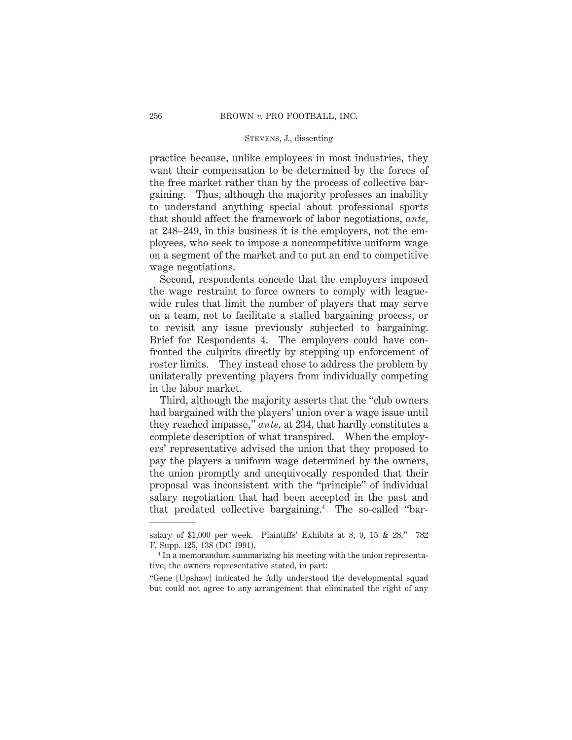practice because, unlike employees in most industries, they want their compensation to be determined by the forces of the free market rather than by the process of collective bargaining. Thus, although the majority professes an inability to understand anything special about professional sports that should affect the framework of labor negotiations, *ante,* at 248–249, in this business it is the employers, not the employees, who seek to impose a noncompetitive uniform wage on a segment of the market and to put an end to competitive wage negotiations.

Second, respondents concede that the employers imposed the wage restraint to force owners to comply with leaguewide rules that limit the number of players that may serve on a team, not to facilitate a stalled bargaining process, or to revisit any issue previously subjected to bargaining. Brief for Respondents 4. The employers could have confronted the culprits directly by stepping up enforcement of roster limits. They instead chose to address the problem by unilaterally preventing players from individually competing in the labor market.

Third, although the majority asserts that the "club owners had bargained with the players' union over a wage issue until they reached impasse," *ante,* at 234, that hardly constitutes a complete description of what transpired. When the employers' representative advised the union that they proposed to pay the players a uniform wage determined by the owners, the union promptly and unequivocally responded that their proposal was inconsistent with the "principle" of individual salary negotiation that had been accepted in the past and that predated collective bargaining.[4] The so-called "bar-

---

salary of $1,000 per week. Plaintiffs' Exhibits at 8, 9, 15 & 28." 782 F. Supp. 125, 138 (DC 1991).

[4] In a memorandum summarizing his meeting with the union representative, the owners representative stated, in part:

"Gene [Upshaw] indicated he fully understood the developmental squad but could not agree to any arrangement that eliminated the right of any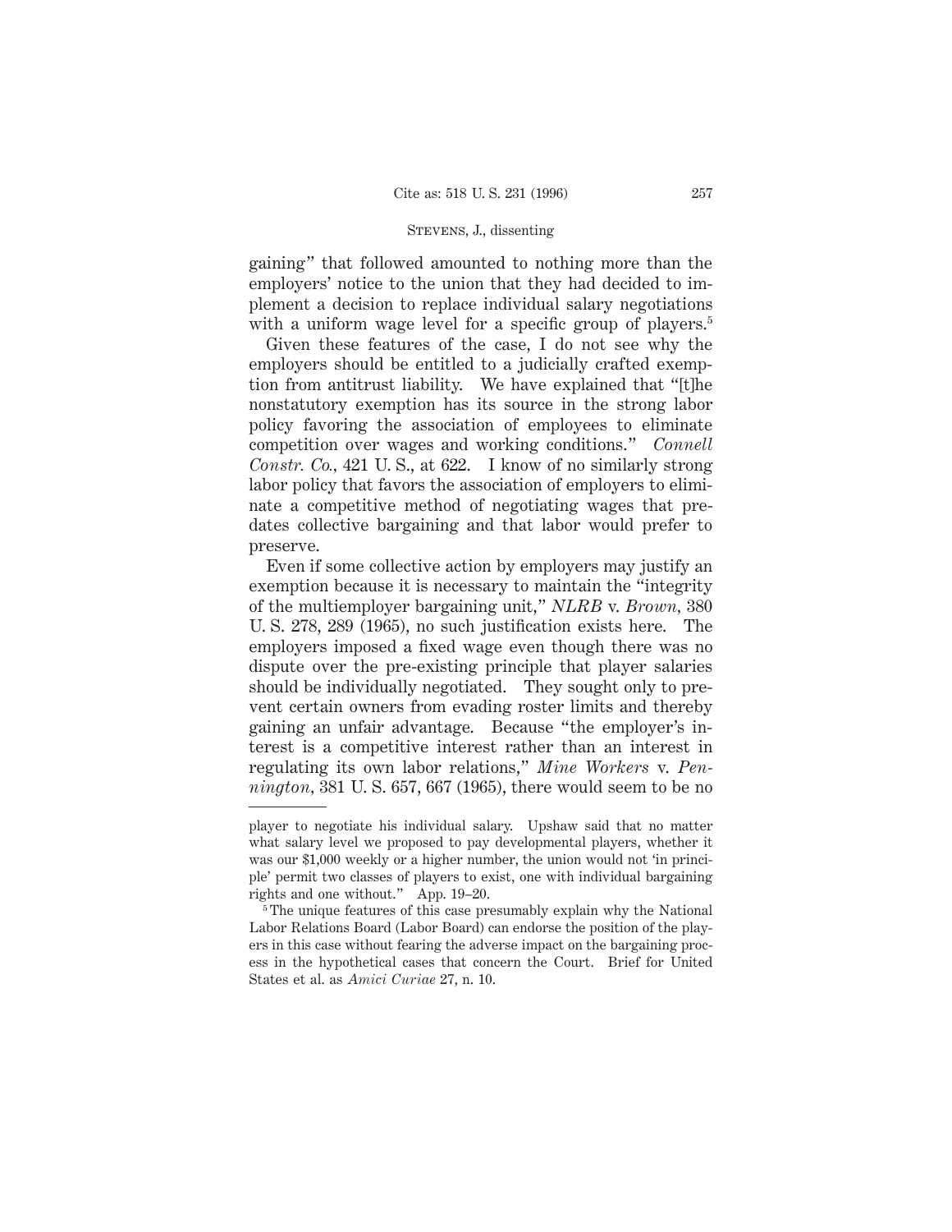gaining" that followed amounted to nothing more than the employers' notice to the union that they had decided to implement a decision to replace individual salary negotiations with a uniform wage level for a specific group of players.[5]

Given these features of the case, I do not see why the employers should be entitled to a judicially crafted exemption from antitrust liability. We have explained that "[t]he nonstatutory exemption has its source in the strong labor policy favoring the association of employees to eliminate competition over wages and working conditions." *Connell Constr. Co.*, 421 U. S., at 622. I know of no similarly strong labor policy that favors the association of employers to eliminate a competitive method of negotiating wages that predates collective bargaining and that labor would prefer to preserve.

Even if some collective action by employers may justify an exemption because it is necessary to maintain the "integrity of the multiemployer bargaining unit," *NLRB* v. *Brown*, 380 U. S. 278, 289 (1965), no such justification exists here. The employers imposed a fixed wage even though there was no dispute over the pre-existing principle that player salaries should be individually negotiated. They sought only to prevent certain owners from evading roster limits and thereby gaining an unfair advantage. Because "the employer's interest is a competitive interest rather than an interest in regulating its own labor relations," *Mine Workers* v. *Pennington*, 381 U. S. 657, 667 (1965), there would seem to be no

---

player to negotiate his individual salary. Upshaw said that no matter what salary level we proposed to pay developmental players, whether it was our $1,000 weekly or a higher number, the union would not 'in principle' permit two classes of players to exist, one with individual bargaining rights and one without." App. 19–20.

[5] The unique features of this case presumably explain why the National Labor Relations Board (Labor Board) can endorse the position of the players in this case without fearing the adverse impact on the bargaining process in the hypothetical cases that concern the Court. Brief for United States et al. as *Amici Curiae* 27, n. 10.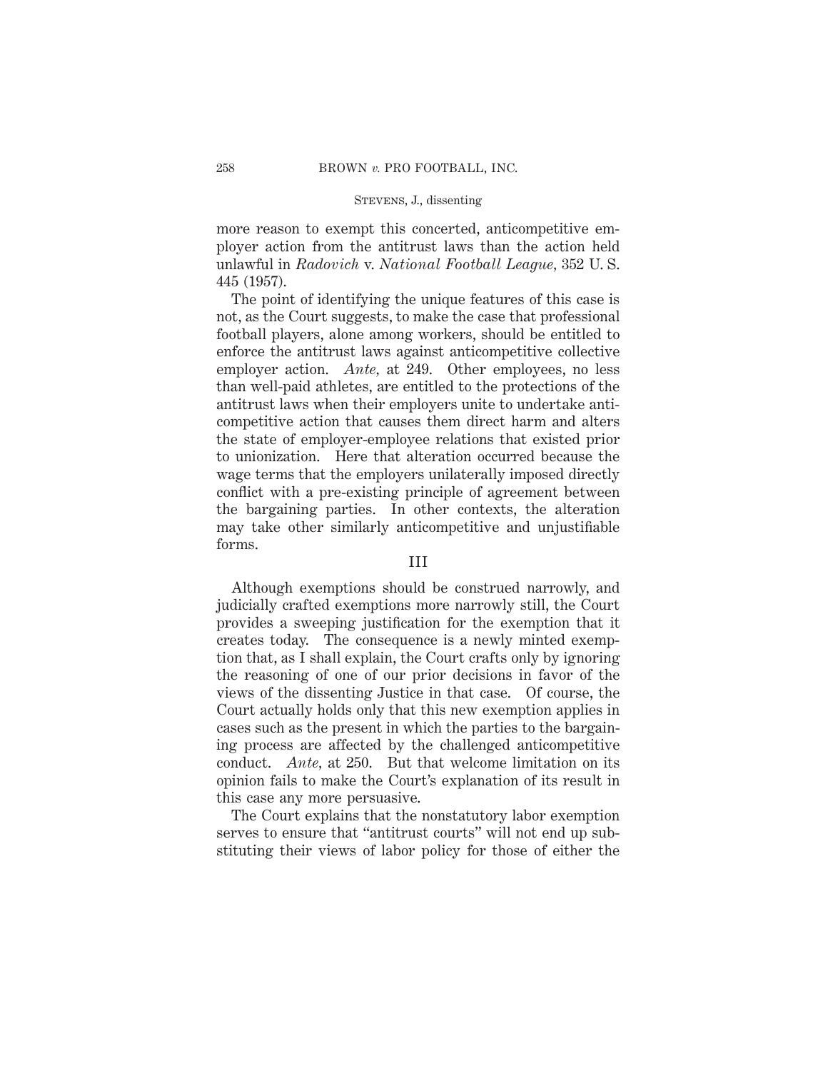more reason to exempt this concerted, anticompetitive employer action from the antitrust laws than the action held unlawful in *Radovich* v. *National Football League*, 352 U. S. 445 (1957).

The point of identifying the unique features of this case is not, as the Court suggests, to make the case that professional football players, alone among workers, should be entitled to enforce the antitrust laws against anticompetitive collective employer action. *Ante*, at 249. Other employees, no less than well-paid athletes, are entitled to the protections of the antitrust laws when their employers unite to undertake anticompetitive action that causes them direct harm and alters the state of employer-employee relations that existed prior to unionization. Here that alteration occurred because the wage terms that the employers unilaterally imposed directly conflict with a pre-existing principle of agreement between the bargaining parties. In other contexts, the alteration may take other similarly anticompetitive and unjustifiable forms.

## III

Although exemptions should be construed narrowly, and judicially crafted exemptions more narrowly still, the Court provides a sweeping justification for the exemption that it creates today. The consequence is a newly minted exemption that, as I shall explain, the Court crafts only by ignoring the reasoning of one of our prior decisions in favor of the views of the dissenting Justice in that case. Of course, the Court actually holds only that this new exemption applies in cases such as the present in which the parties to the bargaining process are affected by the challenged anticompetitive conduct. *Ante*, at 250. But that welcome limitation on its opinion fails to make the Court's explanation of its result in this case any more persuasive.

The Court explains that the nonstatutory labor exemption serves to ensure that "antitrust courts" will not end up substituting their views of labor policy for those of either the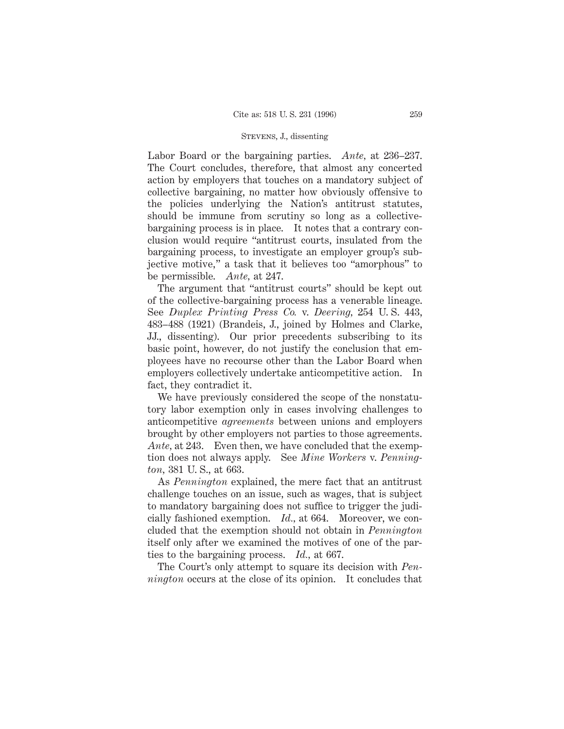Labor Board or the bargaining parties. *Ante,* at 236–237. The Court concludes, therefore, that almost any concerted action by employers that touches on a mandatory subject of collective bargaining, no matter how obviously offensive to the policies underlying the Nation's antitrust statutes, should be immune from scrutiny so long as a collective-bargaining process is in place. It notes that a contrary conclusion would require "antitrust courts, insulated from the bargaining process, to investigate an employer group's subjective motive," a task that it believes too "amorphous" to be permissible. *Ante,* at 247.

The argument that "antitrust courts" should be kept out of the collective-bargaining process has a venerable lineage. See *Duplex Printing Press Co.* v. *Deering,* 254 U. S. 443, 483–488 (1921) (Brandeis, J., joined by Holmes and Clarke, JJ., dissenting). Our prior precedents subscribing to its basic point, however, do not justify the conclusion that employees have no recourse other than the Labor Board when employers collectively undertake anticompetitive action. In fact, they contradict it.

We have previously considered the scope of the nonstatutory labor exemption only in cases involving challenges to anticompetitive *agreements* between unions and employers brought by other employers not parties to those agreements. *Ante,* at 243. Even then, we have concluded that the exemption does not always apply. See *Mine Workers* v. *Pennington,* 381 U. S., at 663.

As *Pennington* explained, the mere fact that an antitrust challenge touches on an issue, such as wages, that is subject to mandatory bargaining does not suffice to trigger the judicially fashioned exemption. *Id.,* at 664. Moreover, we concluded that the exemption should not obtain in *Pennington* itself only after we examined the motives of one of the parties to the bargaining process. *Id.,* at 667.

The Court's only attempt to square its decision with *Pennington* occurs at the close of its opinion. It concludes that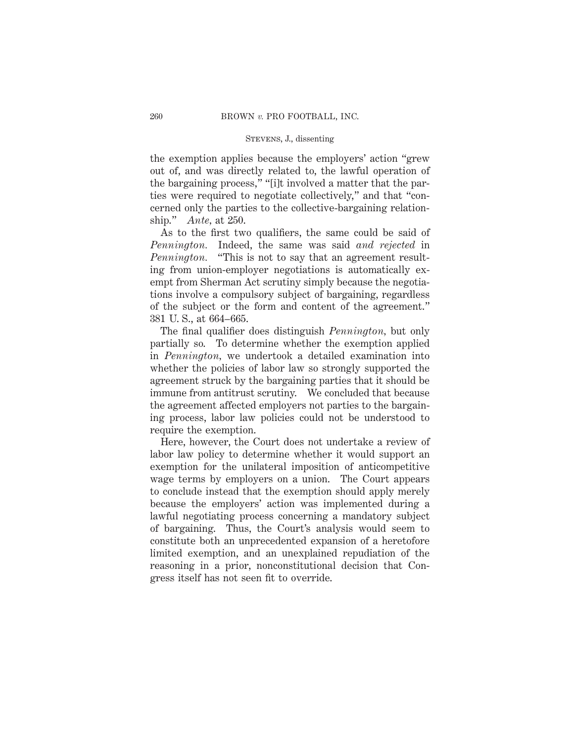the exemption applies because the employers' action "grew out of, and was directly related to, the lawful operation of the bargaining process," "[i]t involved a matter that the parties were required to negotiate collectively," and that "concerned only the parties to the collective-bargaining relationship." *Ante*, at 250.

As to the first two qualifiers, the same could be said of *Pennington*. Indeed, the same was said *and rejected* in *Pennington*. "This is not to say that an agreement resulting from union-employer negotiations is automatically exempt from Sherman Act scrutiny simply because the negotiations involve a compulsory subject of bargaining, regardless of the subject or the form and content of the agreement." 381 U. S., at 664–665.

The final qualifier does distinguish *Pennington*, but only partially so. To determine whether the exemption applied in *Pennington*, we undertook a detailed examination into whether the policies of labor law so strongly supported the agreement struck by the bargaining parties that it should be immune from antitrust scrutiny. We concluded that because the agreement affected employers not parties to the bargaining process, labor law policies could not be understood to require the exemption.

Here, however, the Court does not undertake a review of labor law policy to determine whether it would support an exemption for the unilateral imposition of anticompetitive wage terms by employers on a union. The Court appears to conclude instead that the exemption should apply merely because the employers' action was implemented during a lawful negotiating process concerning a mandatory subject of bargaining. Thus, the Court's analysis would seem to constitute both an unprecedented expansion of a heretofore limited exemption, and an unexplained repudiation of the reasoning in a prior, nonconstitutional decision that Congress itself has not seen fit to override.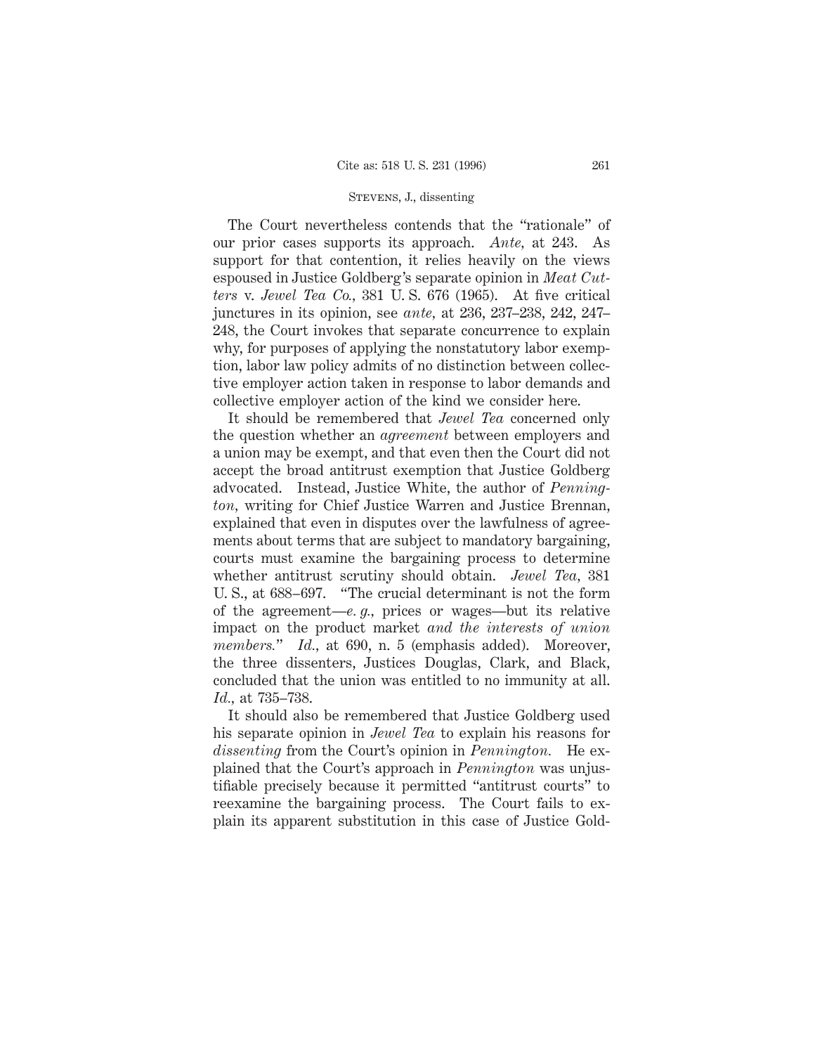The Court nevertheless contends that the "rationale" of our prior cases supports its approach. *Ante,* at 243. As support for that contention, it relies heavily on the views espoused in Justice Goldberg's separate opinion in *Meat Cutters* v. *Jewel Tea Co.,* 381 U. S. 676 (1965). At five critical junctures in its opinion, see *ante,* at 236, 237–238, 242, 247–248, the Court invokes that separate concurrence to explain why, for purposes of applying the nonstatutory labor exemption, labor law policy admits of no distinction between collective employer action taken in response to labor demands and collective employer action of the kind we consider here.

It should be remembered that *Jewel Tea* concerned only the question whether an *agreement* between employers and a union may be exempt, and that even then the Court did not accept the broad antitrust exemption that Justice Goldberg advocated. Instead, Justice White, the author of *Pennington,* writing for Chief Justice Warren and Justice Brennan, explained that even in disputes over the lawfulness of agreements about terms that are subject to mandatory bargaining, courts must examine the bargaining process to determine whether antitrust scrutiny should obtain. *Jewel Tea,* 381 U. S., at 688–697. "The crucial determinant is not the form of the agreement—*e. g.,* prices or wages—but its relative impact on the product market *and the interests of union members.*" *Id.,* at 690, n. 5 (emphasis added). Moreover, the three dissenters, Justices Douglas, Clark, and Black, concluded that the union was entitled to no immunity at all. *Id.,* at 735–738.

It should also be remembered that Justice Goldberg used his separate opinion in *Jewel Tea* to explain his reasons for *dissenting* from the Court's opinion in *Pennington.* He explained that the Court's approach in *Pennington* was unjustifiable precisely because it permitted "antitrust courts" to reexamine the bargaining process. The Court fails to explain its apparent substitution in this case of Justice Gold-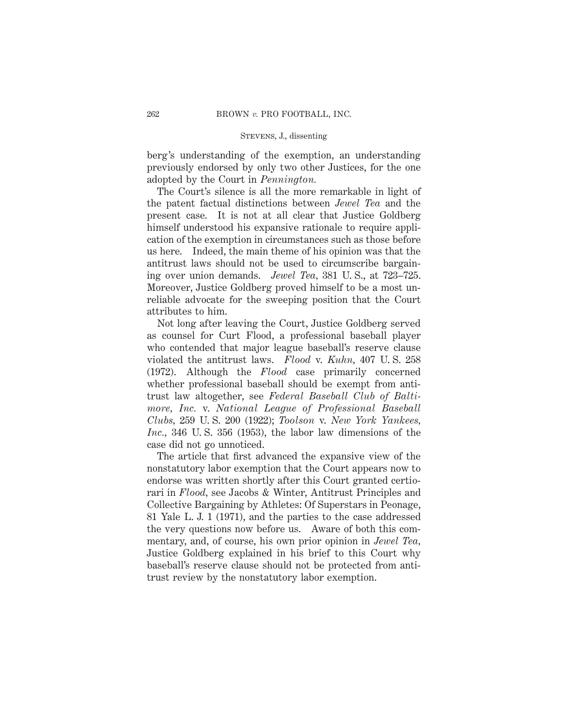berg's understanding of the exemption, an understanding previously endorsed by only two other Justices, for the one adopted by the Court in *Pennington.*

The Court's silence is all the more remarkable in light of the patent factual distinctions between *Jewel Tea* and the present case. It is not at all clear that Justice Goldberg himself understood his expansive rationale to require application of the exemption in circumstances such as those before us here. Indeed, the main theme of his opinion was that the antitrust laws should not be used to circumscribe bargaining over union demands. *Jewel Tea*, 381 U. S., at 723–725. Moreover, Justice Goldberg proved himself to be a most unreliable advocate for the sweeping position that the Court attributes to him.

Not long after leaving the Court, Justice Goldberg served as counsel for Curt Flood, a professional baseball player who contended that major league baseball's reserve clause violated the antitrust laws. *Flood* v. *Kuhn*, 407 U. S. 258 (1972). Although the *Flood* case primarily concerned whether professional baseball should be exempt from antitrust law altogether, see *Federal Baseball Club of Baltimore, Inc.* v. *National League of Professional Baseball Clubs*, 259 U. S. 200 (1922); *Toolson* v. *New York Yankees, Inc.*, 346 U. S. 356 (1953), the labor law dimensions of the case did not go unnoticed.

The article that first advanced the expansive view of the nonstatutory labor exemption that the Court appears now to endorse was written shortly after this Court granted certiorari in *Flood*, see Jacobs & Winter, Antitrust Principles and Collective Bargaining by Athletes: Of Superstars in Peonage, 81 Yale L. J. 1 (1971), and the parties to the case addressed the very questions now before us. Aware of both this commentary, and, of course, his own prior opinion in *Jewel Tea*, Justice Goldberg explained in his brief to this Court why baseball's reserve clause should not be protected from antitrust review by the nonstatutory labor exemption.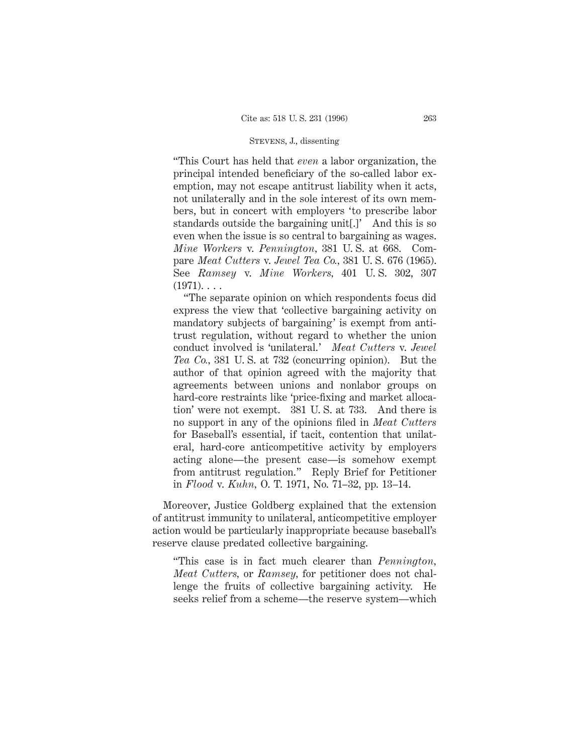"This Court has held that *even* a labor organization, the principal intended beneficiary of the so-called labor exemption, may not escape antitrust liability when it acts, not unilaterally and in the sole interest of its own members, but in concert with employers 'to prescribe labor standards outside the bargaining unit[.]' And this is so even when the issue is so central to bargaining as wages. *Mine Workers* v. *Pennington*, 381 U. S. at 668. Compare *Meat Cutters* v. *Jewel Tea Co.*, 381 U. S. 676 (1965). See *Ramsey* v. *Mine Workers*, 401 U. S. 302, 307 (1971). . . .

"The separate opinion on which respondents focus did express the view that 'collective bargaining activity on mandatory subjects of bargaining' is exempt from antitrust regulation, without regard to whether the union conduct involved is 'unilateral.' *Meat Cutters* v. *Jewel Tea Co.*, 381 U. S. at 732 (concurring opinion). But the author of that opinion agreed with the majority that agreements between unions and nonlabor groups on hard-core restraints like 'price-fixing and market allocation' were not exempt. 381 U. S. at 733. And there is no support in any of the opinions filed in *Meat Cutters* for Baseball's essential, if tacit, contention that unilateral, hard-core anticompetitive activity by employers acting alone—the present case—is somehow exempt from antitrust regulation." Reply Brief for Petitioner in *Flood* v. *Kuhn*, O. T. 1971, No. 71–32, pp. 13–14.

Moreover, Justice Goldberg explained that the extension of antitrust immunity to unilateral, anticompetitive employer action would be particularly inappropriate because baseball's reserve clause predated collective bargaining.

"This case is in fact much clearer than *Pennington*, *Meat Cutters*, or *Ramsey*, for petitioner does not challenge the fruits of collective bargaining activity. He seeks relief from a scheme—the reserve system—which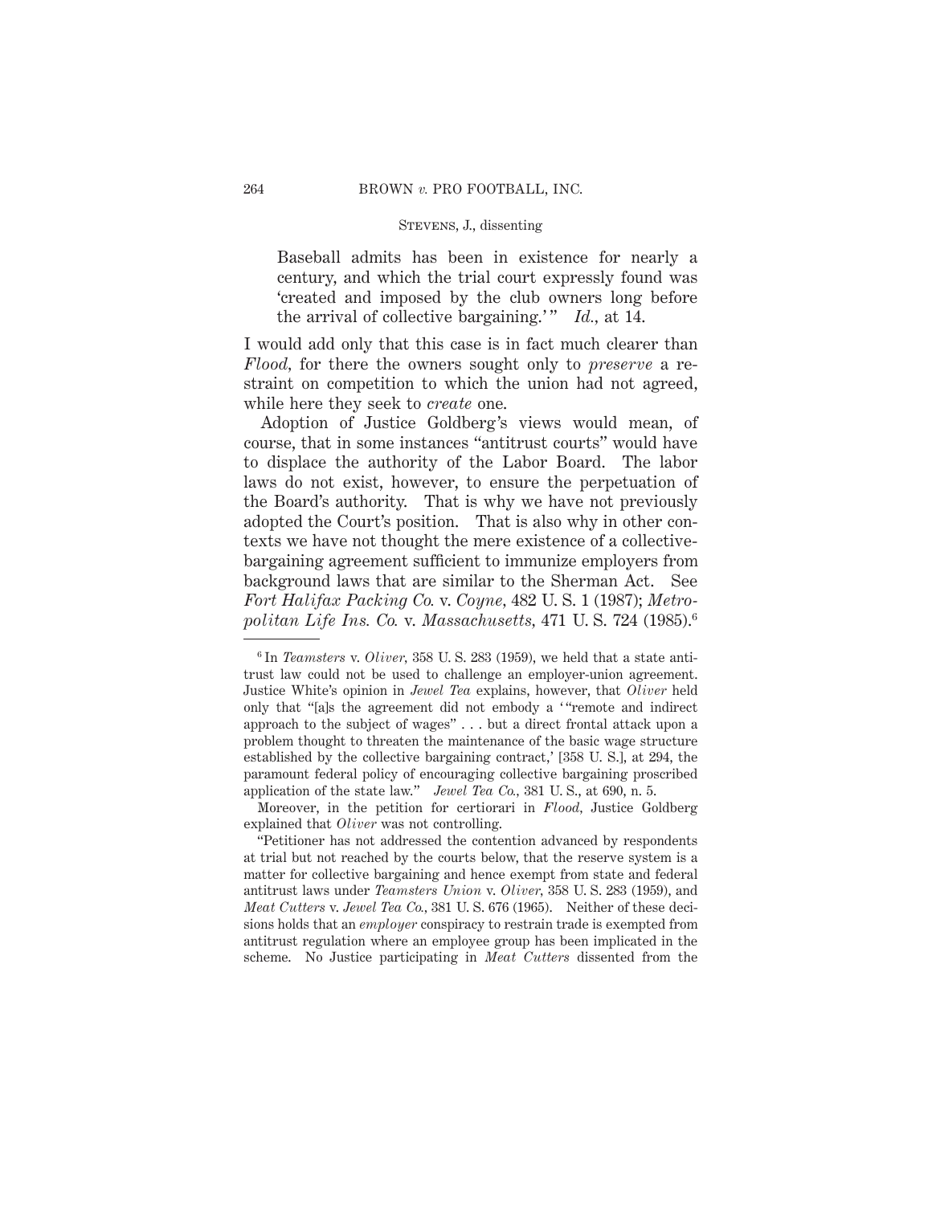Baseball admits has been in existence for nearly a century, and which the trial court expressly found was 'created and imposed by the club owners long before the arrival of collective bargaining.'" *Id.*, at 14.

I would add only that this case is in fact much clearer than *Flood*, for there the owners sought only to *preserve* a restraint on competition to which the union had not agreed, while here they seek to *create* one.

Adoption of Justice Goldberg's views would mean, of course, that in some instances "antitrust courts" would have to displace the authority of the Labor Board. The labor laws do not exist, however, to ensure the perpetuation of the Board's authority. That is why we have not previously adopted the Court's position. That is also why in other contexts we have not thought the mere existence of a collective-bargaining agreement sufficient to immunize employers from background laws that are similar to the Sherman Act. See *Fort Halifax Packing Co.* v. *Coyne*, 482 U. S. 1 (1987); *Metropolitan Life Ins. Co.* v. *Massachusetts*, 471 U. S. 724 (1985).[6]

---

[6] In *Teamsters* v. *Oliver*, 358 U. S. 283 (1959), we held that a state antitrust law could not be used to challenge an employer-union agreement. Justice White's opinion in *Jewel Tea* explains, however, that *Oliver* held only that "[a]s the agreement did not embody a '"remote and indirect approach to the subject of wages" . . . but a direct frontal attack upon a problem thought to threaten the maintenance of the basic wage structure established by the collective bargaining contract,' [358 U. S.], at 294, the paramount federal policy of encouraging collective bargaining proscribed application of the state law." *Jewel Tea Co.*, 381 U. S., at 690, n. 5.

Moreover, in the petition for certiorari in *Flood*, Justice Goldberg explained that *Oliver* was not controlling.

"Petitioner has not addressed the contention advanced by respondents at trial but not reached by the courts below, that the reserve system is a matter for collective bargaining and hence exempt from state and federal antitrust laws under *Teamsters Union* v. *Oliver*, 358 U. S. 283 (1959), and *Meat Cutters* v. *Jewel Tea Co.*, 381 U. S. 676 (1965). Neither of these decisions holds that an *employer* conspiracy to restrain trade is exempted from antitrust regulation where an employee group has been implicated in the scheme. No Justice participating in *Meat Cutters* dissented from the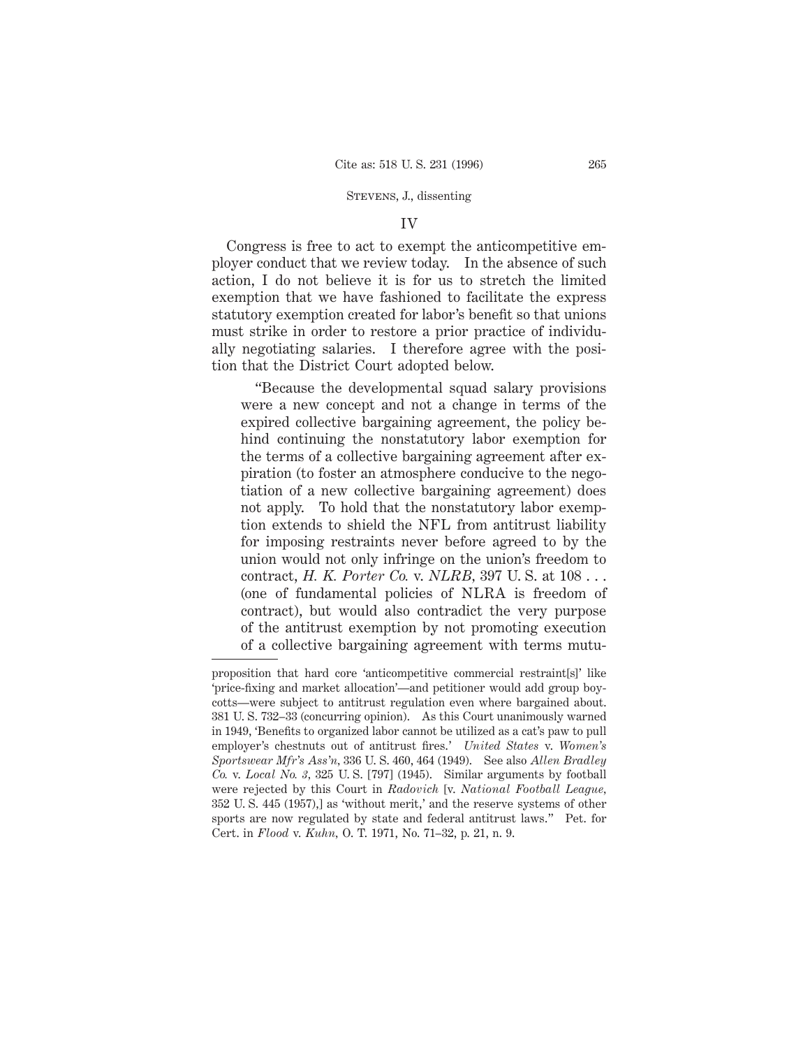IV

Congress is free to act to exempt the anticompetitive employer conduct that we review today. In the absence of such action, I do not believe it is for us to stretch the limited exemption that we have fashioned to facilitate the express statutory exemption created for labor's benefit so that unions must strike in order to restore a prior practice of individually negotiating salaries. I therefore agree with the position that the District Court adopted below.

> "Because the developmental squad salary provisions were a new concept and not a change in terms of the expired collective bargaining agreement, the policy behind continuing the nonstatutory labor exemption for the terms of a collective bargaining agreement after expiration (to foster an atmosphere conducive to the negotiation of a new collective bargaining agreement) does not apply. To hold that the nonstatutory labor exemption extends to shield the NFL from antitrust liability for imposing restraints never before agreed to by the union would not only infringe on the union's freedom to contract, *H. K. Porter Co.* v. *NLRB*, 397 U. S. at 108 . . . (one of fundamental policies of NLRA is freedom of contract), but would also contradict the very purpose of the antitrust exemption by not promoting execution of a collective bargaining agreement with terms mutu-

---

proposition that hard core 'anticompetitive commercial restraint[s]' like 'price-fixing and market allocation'—and petitioner would add group boycotts—were subject to antitrust regulation even where bargained about. 381 U. S. 732–33 (concurring opinion). As this Court unanimously warned in 1949, 'Benefits to organized labor cannot be utilized as a cat's paw to pull employer's chestnuts out of antitrust fires.' *United States* v. *Women's Sportswear Mfr's Ass'n*, 336 U. S. 460, 464 (1949). See also *Allen Bradley Co.* v. *Local No. 3*, 325 U. S. [797] (1945). Similar arguments by football were rejected by this Court in *Radovich* [v. *National Football League*, 352 U. S. 445 (1957),] as 'without merit,' and the reserve systems of other sports are now regulated by state and federal antitrust laws." Pet. for Cert. in *Flood* v. *Kuhn*, O. T. 1971, No. 71–32, p. 21, n. 9.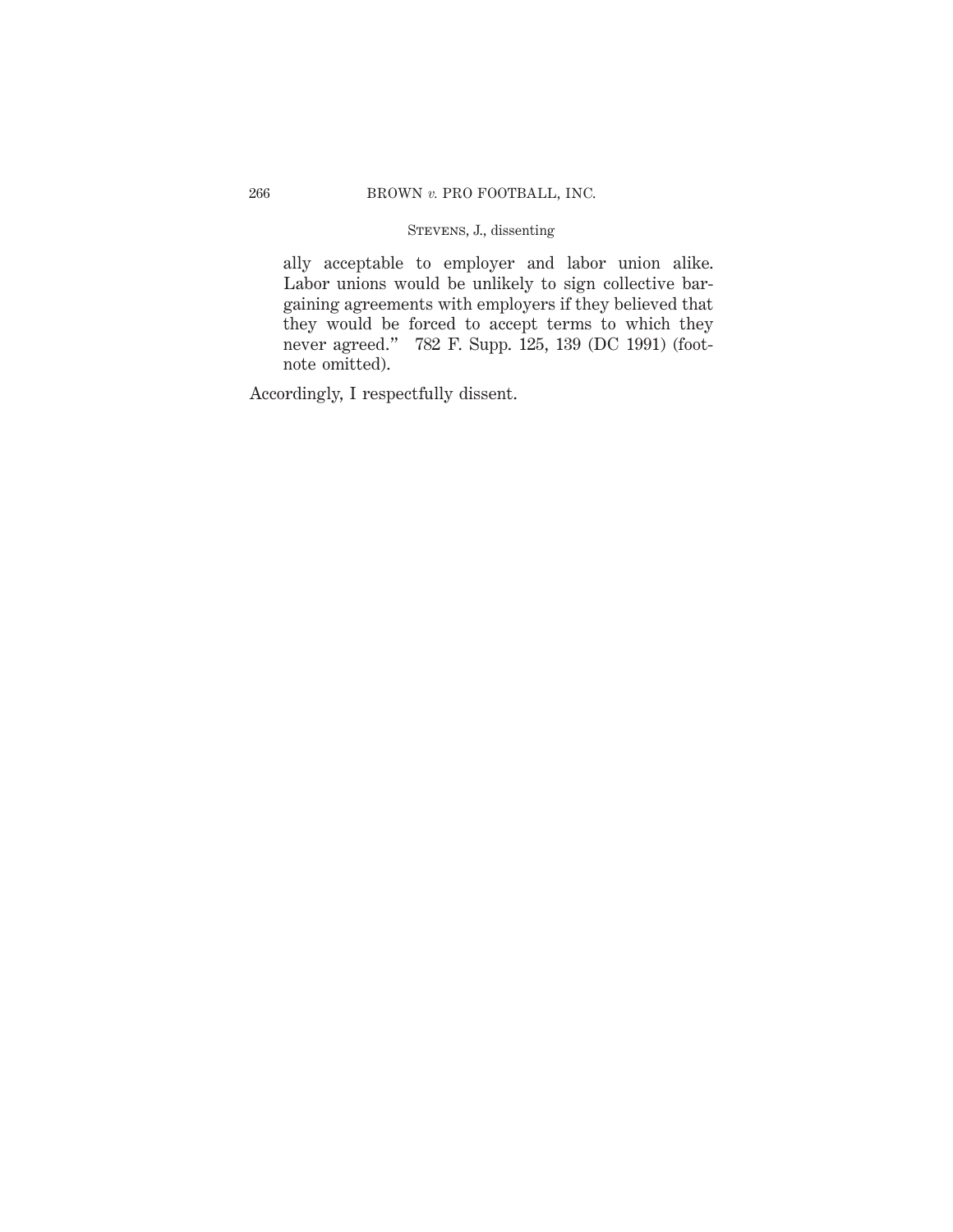> ally acceptable to employer and labor union alike. Labor unions would be unlikely to sign collective bargaining agreements with employers if they believed that they would be forced to accept terms to which they never agreed." 782 F. Supp. 125, 139 (DC 1991) (footnote omitted).

Accordingly, I respectfully dissent.